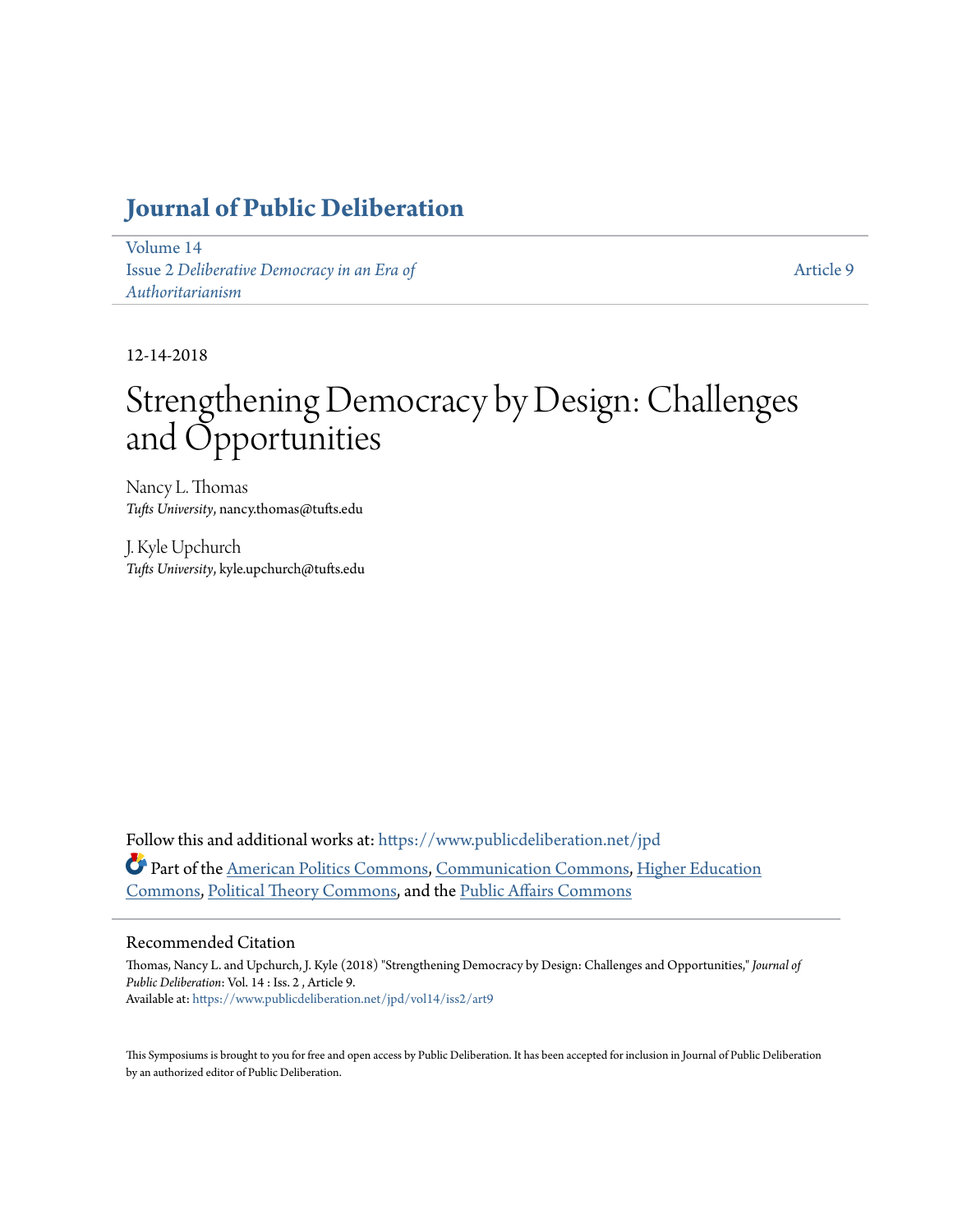# Journal of Public Deliberation

Volume 14
Issue 2 *Deliberative Democracy in an Era of Authoritarianism*

Article 9

12-14-2018

# Strengthening Democracy by Design: Challenges and Opportunities

Nancy L. Thomas
*Tufts University*, nancy.thomas@tufts.edu

J. Kyle Upchurch
*Tufts University*, kyle.upchurch@tufts.edu

Follow this and additional works at: https://www.publicdeliberation.net/jpd

Part of the American Politics Commons, Communication Commons, Higher Education Commons, Political Theory Commons, and the Public Affairs Commons

## Recommended Citation

Thomas, Nancy L. and Upchurch, J. Kyle (2018) "Strengthening Democracy by Design: Challenges and Opportunities," *Journal of Public Deliberation*: Vol. 14 : Iss. 2 , Article 9.
Available at: https://www.publicdeliberation.net/jpd/vol14/iss2/art9

This Symposiums is brought to you for free and open access by Public Deliberation. It has been accepted for inclusion in Journal of Public Deliberation by an authorized editor of Public Deliberation.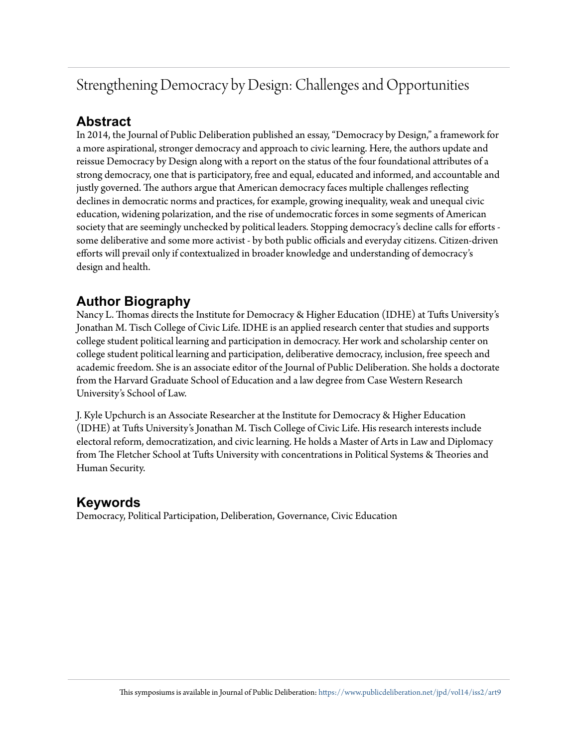# Strengthening Democracy by Design: Challenges and Opportunities

## Abstract

In 2014, the Journal of Public Deliberation published an essay, "Democracy by Design," a framework for a more aspirational, stronger democracy and approach to civic learning. Here, the authors update and reissue Democracy by Design along with a report on the status of the four foundational attributes of a strong democracy, one that is participatory, free and equal, educated and informed, and accountable and justly governed. The authors argue that American democracy faces multiple challenges reflecting declines in democratic norms and practices, for example, growing inequality, weak and unequal civic education, widening polarization, and the rise of undemocratic forces in some segments of American society that are seemingly unchecked by political leaders. Stopping democracy's decline calls for efforts - some deliberative and some more activist - by both public officials and everyday citizens. Citizen-driven efforts will prevail only if contextualized in broader knowledge and understanding of democracy's design and health.

## Author Biography

Nancy L. Thomas directs the Institute for Democracy & Higher Education (IDHE) at Tufts University's Jonathan M. Tisch College of Civic Life. IDHE is an applied research center that studies and supports college student political learning and participation in democracy. Her work and scholarship center on college student political learning and participation, deliberative democracy, inclusion, free speech and academic freedom. She is an associate editor of the Journal of Public Deliberation. She holds a doctorate from the Harvard Graduate School of Education and a law degree from Case Western Research University's School of Law.

J. Kyle Upchurch is an Associate Researcher at the Institute for Democracy & Higher Education (IDHE) at Tufts University's Jonathan M. Tisch College of Civic Life. His research interests include electoral reform, democratization, and civic learning. He holds a Master of Arts in Law and Diplomacy from The Fletcher School at Tufts University with concentrations in Political Systems & Theories and Human Security.

## Keywords

Democracy, Political Participation, Deliberation, Governance, Civic Education

This symposiums is available in Journal of Public Deliberation: https://www.publicdeliberation.net/jpd/vol14/iss2/art9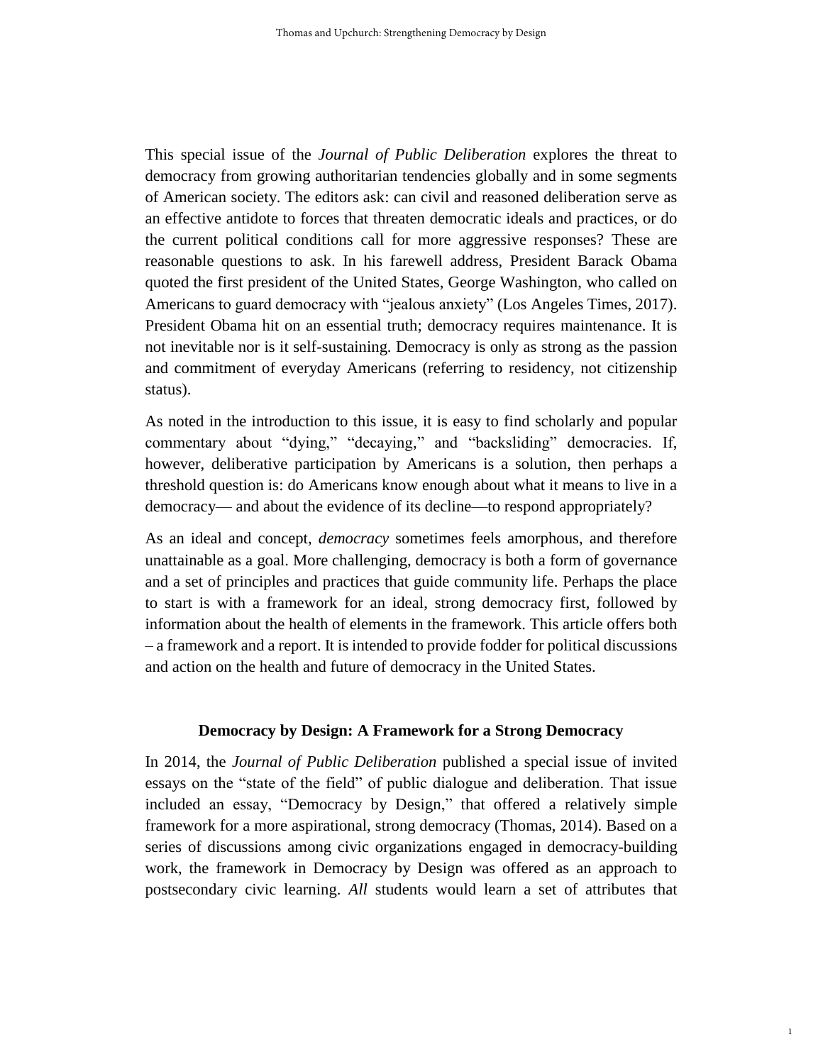This special issue of the *Journal of Public Deliberation* explores the threat to democracy from growing authoritarian tendencies globally and in some segments of American society. The editors ask: can civil and reasoned deliberation serve as an effective antidote to forces that threaten democratic ideals and practices, or do the current political conditions call for more aggressive responses? These are reasonable questions to ask. In his farewell address, President Barack Obama quoted the first president of the United States, George Washington, who called on Americans to guard democracy with "jealous anxiety" (Los Angeles Times, 2017). President Obama hit on an essential truth; democracy requires maintenance. It is not inevitable nor is it self-sustaining. Democracy is only as strong as the passion and commitment of everyday Americans (referring to residency, not citizenship status).

As noted in the introduction to this issue, it is easy to find scholarly and popular commentary about "dying," "decaying," and "backsliding" democracies. If, however, deliberative participation by Americans is a solution, then perhaps a threshold question is: do Americans know enough about what it means to live in a democracy— and about the evidence of its decline—to respond appropriately?

As an ideal and concept, *democracy* sometimes feels amorphous, and therefore unattainable as a goal. More challenging, democracy is both a form of governance and a set of principles and practices that guide community life. Perhaps the place to start is with a framework for an ideal, strong democracy first, followed by information about the health of elements in the framework. This article offers both – a framework and a report. It is intended to provide fodder for political discussions and action on the health and future of democracy in the United States.

## Democracy by Design: A Framework for a Strong Democracy

In 2014, the *Journal of Public Deliberation* published a special issue of invited essays on the "state of the field" of public dialogue and deliberation. That issue included an essay, "Democracy by Design," that offered a relatively simple framework for a more aspirational, strong democracy (Thomas, 2014). Based on a series of discussions among civic organizations engaged in democracy-building work, the framework in Democracy by Design was offered as an approach to postsecondary civic learning. *All* students would learn a set of attributes that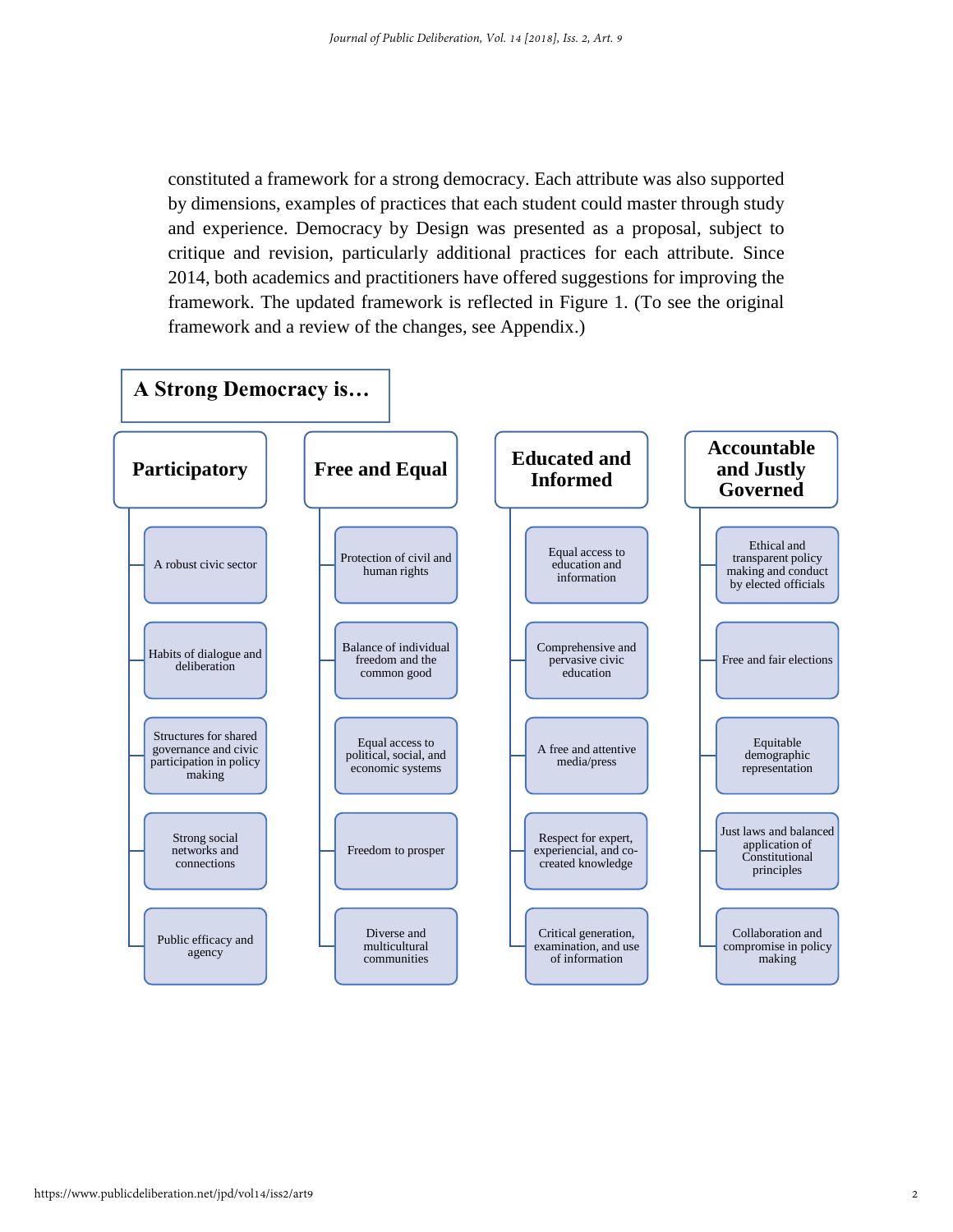constituted a framework for a strong democracy. Each attribute was also supported by dimensions, examples of practices that each student could master through study and experience. Democracy by Design was presented as a proposal, subject to critique and revision, particularly additional practices for each attribute. Since 2014, both academics and practitioners have offered suggestions for improving the framework. The updated framework is reflected in Figure 1. (To see the original framework and a review of the changes, see Appendix.)

**A Strong Democracy is…**

| Participatory | Free and Equal | Educated and Informed | Accountable and Justly Governed |
|---|---|---|---|
| A robust civic sector | Protection of civil and human rights | Equal access to education and information | Ethical and transparent policy making and conduct by elected officials |
| Habits of dialogue and deliberation | Balance of individual freedom and the common good | Comprehensive and pervasive civic education | Free and fair elections |
| Structures for shared governance and civic participation in policy making | Equal access to political, social, and economic systems | A free and attentive media/press | Equitable demographic representation |
| Strong social networks and connections | Freedom to prosper | Respect for expert, experiencial, and co-created knowledge | Just laws and balanced application of Constitutional principles |
| Public efficacy and agency | Diverse and multicultural communities | Critical generation, examination, and use of information | Collaboration and compromise in policy making |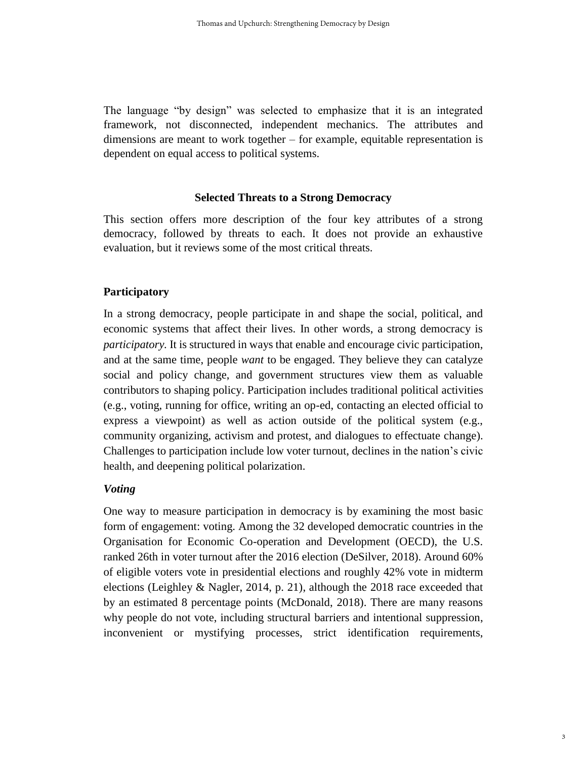The language "by design" was selected to emphasize that it is an integrated framework, not disconnected, independent mechanics. The attributes and dimensions are meant to work together – for example, equitable representation is dependent on equal access to political systems.

## Selected Threats to a Strong Democracy

This section offers more description of the four key attributes of a strong democracy, followed by threats to each. It does not provide an exhaustive evaluation, but it reviews some of the most critical threats.

### Participatory

In a strong democracy, people participate in and shape the social, political, and economic systems that affect their lives. In other words, a strong democracy is *participatory*. It is structured in ways that enable and encourage civic participation, and at the same time, people *want* to be engaged. They believe they can catalyze social and policy change, and government structures view them as valuable contributors to shaping policy. Participation includes traditional political activities (e.g., voting, running for office, writing an op-ed, contacting an elected official to express a viewpoint) as well as action outside of the political system (e.g., community organizing, activism and protest, and dialogues to effectuate change). Challenges to participation include low voter turnout, declines in the nation's civic health, and deepening political polarization.

#### *Voting*

One way to measure participation in democracy is by examining the most basic form of engagement: voting. Among the 32 developed democratic countries in the Organisation for Economic Co-operation and Development (OECD), the U.S. ranked 26th in voter turnout after the 2016 election (DeSilver, 2018). Around 60% of eligible voters vote in presidential elections and roughly 42% vote in midterm elections (Leighley & Nagler, 2014, p. 21), although the 2018 race exceeded that by an estimated 8 percentage points (McDonald, 2018). There are many reasons why people do not vote, including structural barriers and intentional suppression, inconvenient or mystifying processes, strict identification requirements,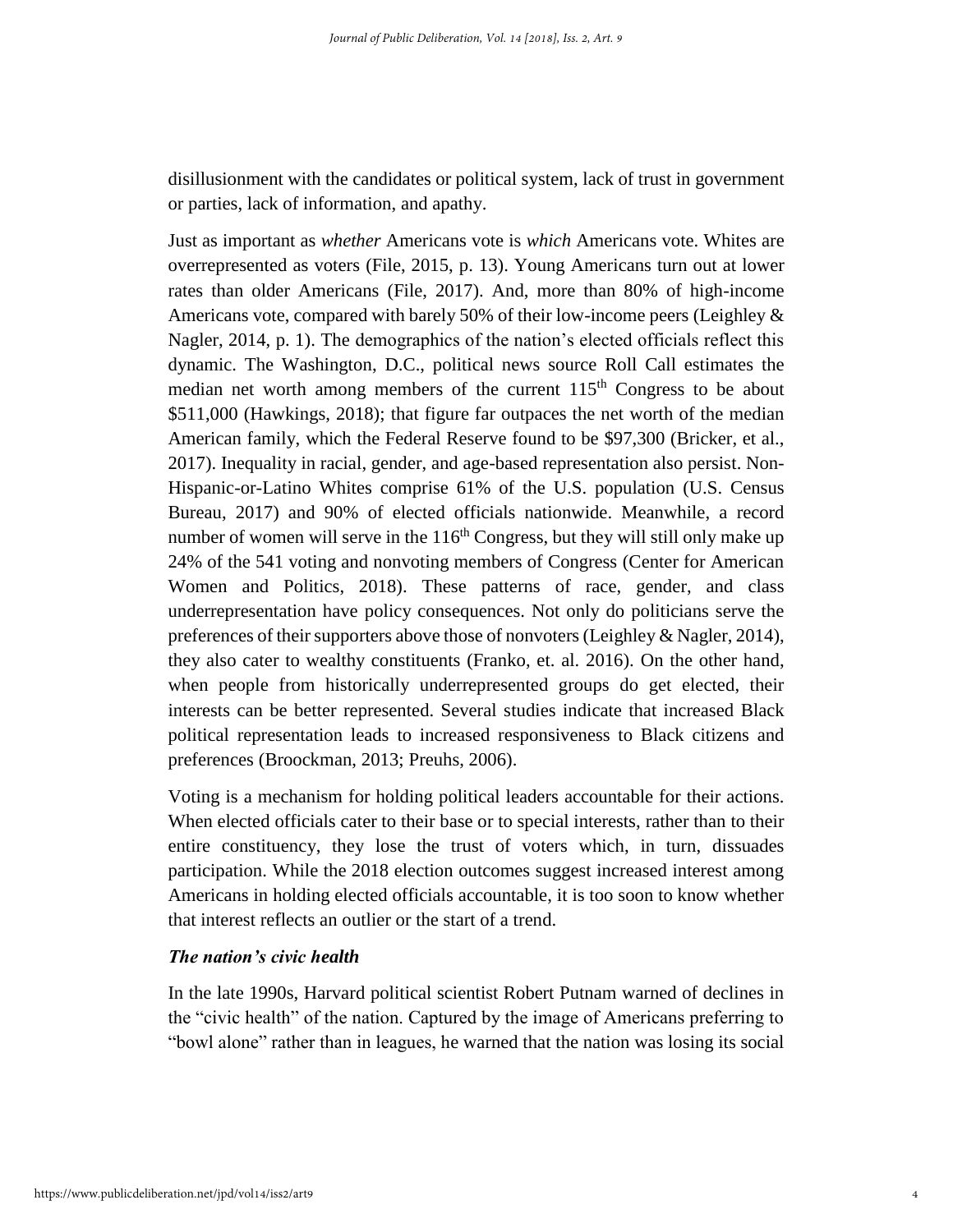disillusionment with the candidates or political system, lack of trust in government or parties, lack of information, and apathy.

Just as important as *whether* Americans vote is *which* Americans vote. Whites are overrepresented as voters (File, 2015, p. 13). Young Americans turn out at lower rates than older Americans (File, 2017). And, more than 80% of high-income Americans vote, compared with barely 50% of their low-income peers (Leighley & Nagler, 2014, p. 1). The demographics of the nation's elected officials reflect this dynamic. The Washington, D.C., political news source Roll Call estimates the median net worth among members of the current 115th Congress to be about $511,000 (Hawkings, 2018); that figure far outpaces the net worth of the median American family, which the Federal Reserve found to be $97,300 (Bricker, et al., 2017). Inequality in racial, gender, and age-based representation also persist. Non-Hispanic-or-Latino Whites comprise 61% of the U.S. population (U.S. Census Bureau, 2017) and 90% of elected officials nationwide. Meanwhile, a record number of women will serve in the 116th Congress, but they will still only make up 24% of the 541 voting and nonvoting members of Congress (Center for American Women and Politics, 2018). These patterns of race, gender, and class underrepresentation have policy consequences. Not only do politicians serve the preferences of their supporters above those of nonvoters (Leighley & Nagler, 2014), they also cater to wealthy constituents (Franko, et. al. 2016). On the other hand, when people from historically underrepresented groups do get elected, their interests can be better represented. Several studies indicate that increased Black political representation leads to increased responsiveness to Black citizens and preferences (Broockman, 2013; Preuhs, 2006).

Voting is a mechanism for holding political leaders accountable for their actions. When elected officials cater to their base or to special interests, rather than to their entire constituency, they lose the trust of voters which, in turn, dissuades participation. While the 2018 election outcomes suggest increased interest among Americans in holding elected officials accountable, it is too soon to know whether that interest reflects an outlier or the start of a trend.

### *The nation's civic health*

In the late 1990s, Harvard political scientist Robert Putnam warned of declines in the "civic health" of the nation. Captured by the image of Americans preferring to "bowl alone" rather than in leagues, he warned that the nation was losing its social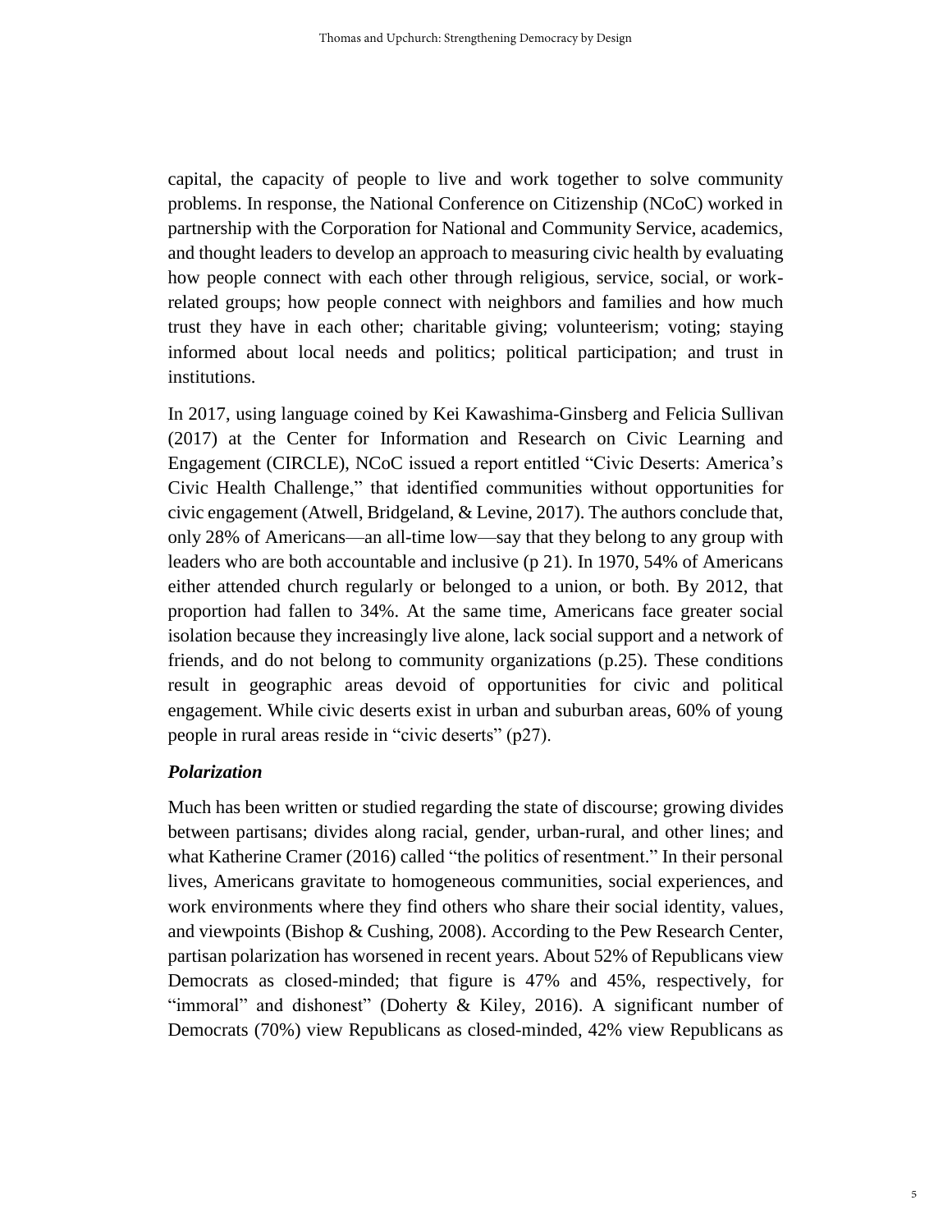capital, the capacity of people to live and work together to solve community problems. In response, the National Conference on Citizenship (NCoC) worked in partnership with the Corporation for National and Community Service, academics, and thought leaders to develop an approach to measuring civic health by evaluating how people connect with each other through religious, service, social, or work-related groups; how people connect with neighbors and families and how much trust they have in each other; charitable giving; volunteerism; voting; staying informed about local needs and politics; political participation; and trust in institutions.

In 2017, using language coined by Kei Kawashima-Ginsberg and Felicia Sullivan (2017) at the Center for Information and Research on Civic Learning and Engagement (CIRCLE), NCoC issued a report entitled "Civic Deserts: America's Civic Health Challenge," that identified communities without opportunities for civic engagement (Atwell, Bridgeland, & Levine, 2017). The authors conclude that, only 28% of Americans—an all-time low—say that they belong to any group with leaders who are both accountable and inclusive (p 21). In 1970, 54% of Americans either attended church regularly or belonged to a union, or both. By 2012, that proportion had fallen to 34%. At the same time, Americans face greater social isolation because they increasingly live alone, lack social support and a network of friends, and do not belong to community organizations (p.25). These conditions result in geographic areas devoid of opportunities for civic and political engagement. While civic deserts exist in urban and suburban areas, 60% of young people in rural areas reside in "civic deserts" (p27).

### *Polarization*

Much has been written or studied regarding the state of discourse; growing divides between partisans; divides along racial, gender, urban-rural, and other lines; and what Katherine Cramer (2016) called "the politics of resentment." In their personal lives, Americans gravitate to homogeneous communities, social experiences, and work environments where they find others who share their social identity, values, and viewpoints (Bishop & Cushing, 2008). According to the Pew Research Center, partisan polarization has worsened in recent years. About 52% of Republicans view Democrats as closed-minded; that figure is 47% and 45%, respectively, for "immoral" and dishonest" (Doherty & Kiley, 2016). A significant number of Democrats (70%) view Republicans as closed-minded, 42% view Republicans as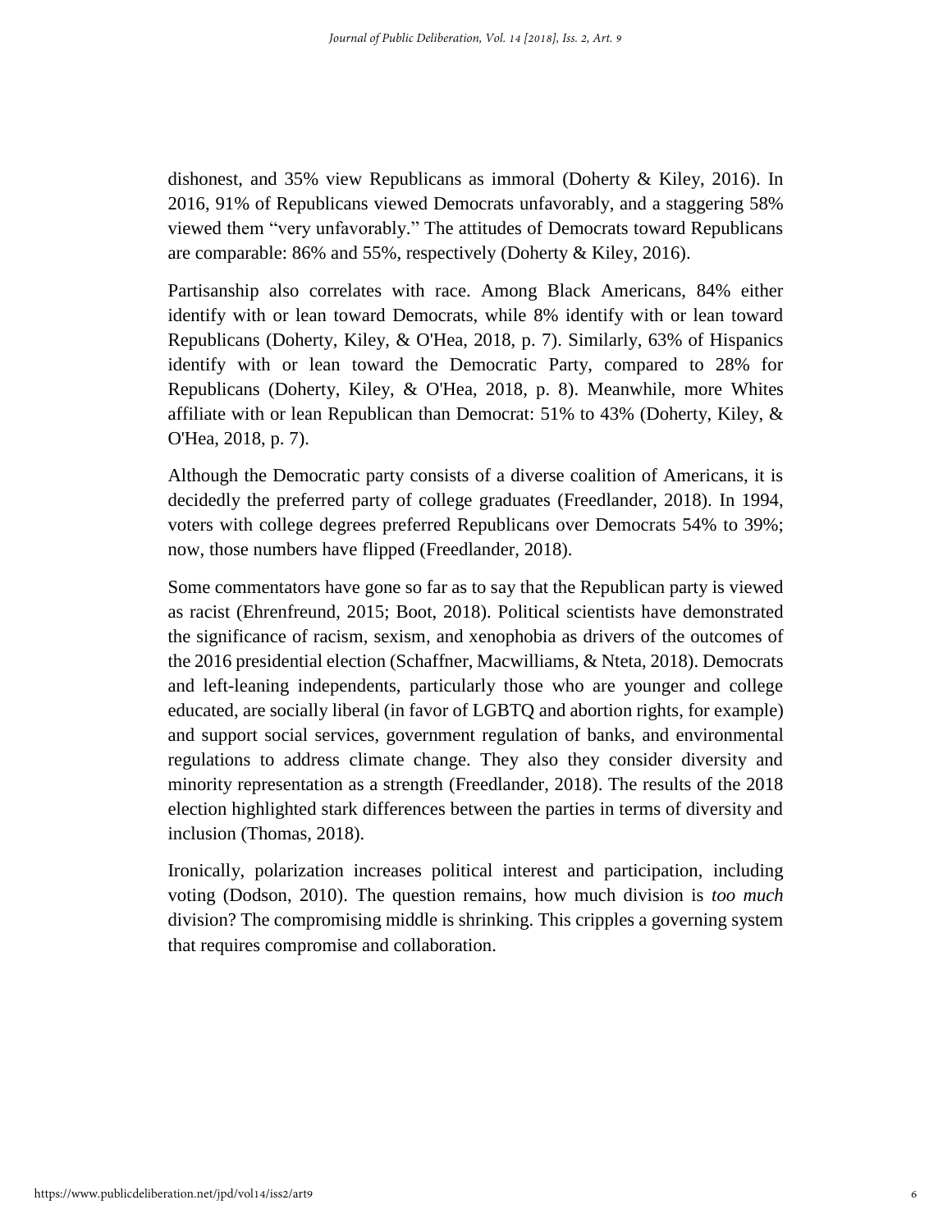dishonest, and 35% view Republicans as immoral (Doherty & Kiley, 2016). In 2016, 91% of Republicans viewed Democrats unfavorably, and a staggering 58% viewed them "very unfavorably." The attitudes of Democrats toward Republicans are comparable: 86% and 55%, respectively (Doherty & Kiley, 2016).

Partisanship also correlates with race. Among Black Americans, 84% either identify with or lean toward Democrats, while 8% identify with or lean toward Republicans (Doherty, Kiley, & O'Hea, 2018, p. 7). Similarly, 63% of Hispanics identify with or lean toward the Democratic Party, compared to 28% for Republicans (Doherty, Kiley, & O'Hea, 2018, p. 8). Meanwhile, more Whites affiliate with or lean Republican than Democrat: 51% to 43% (Doherty, Kiley, & O'Hea, 2018, p. 7).

Although the Democratic party consists of a diverse coalition of Americans, it is decidedly the preferred party of college graduates (Freedlander, 2018). In 1994, voters with college degrees preferred Republicans over Democrats 54% to 39%; now, those numbers have flipped (Freedlander, 2018).

Some commentators have gone so far as to say that the Republican party is viewed as racist (Ehrenfreund, 2015; Boot, 2018). Political scientists have demonstrated the significance of racism, sexism, and xenophobia as drivers of the outcomes of the 2016 presidential election (Schaffner, Macwilliams, & Nteta, 2018). Democrats and left-leaning independents, particularly those who are younger and college educated, are socially liberal (in favor of LGBTQ and abortion rights, for example) and support social services, government regulation of banks, and environmental regulations to address climate change. They also they consider diversity and minority representation as a strength (Freedlander, 2018). The results of the 2018 election highlighted stark differences between the parties in terms of diversity and inclusion (Thomas, 2018).

Ironically, polarization increases political interest and participation, including voting (Dodson, 2010). The question remains, how much division is *too much* division? The compromising middle is shrinking. This cripples a governing system that requires compromise and collaboration.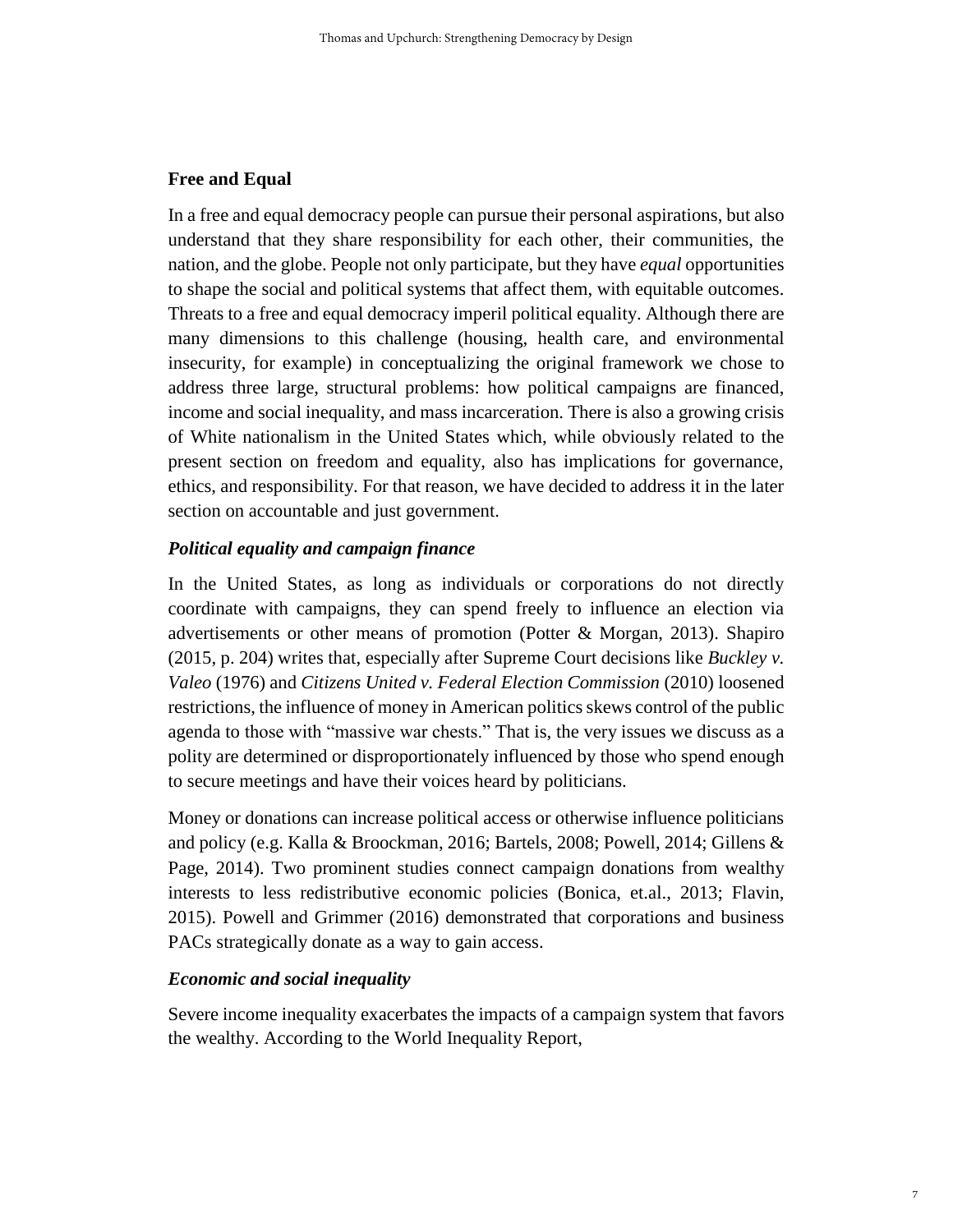## Free and Equal

In a free and equal democracy people can pursue their personal aspirations, but also understand that they share responsibility for each other, their communities, the nation, and the globe. People not only participate, but they have *equal* opportunities to shape the social and political systems that affect them, with equitable outcomes. Threats to a free and equal democracy imperil political equality. Although there are many dimensions to this challenge (housing, health care, and environmental insecurity, for example) in conceptualizing the original framework we chose to address three large, structural problems: how political campaigns are financed, income and social inequality, and mass incarceration. There is also a growing crisis of White nationalism in the United States which, while obviously related to the present section on freedom and equality, also has implications for governance, ethics, and responsibility. For that reason, we have decided to address it in the later section on accountable and just government.

### *Political equality and campaign finance*

In the United States, as long as individuals or corporations do not directly coordinate with campaigns, they can spend freely to influence an election via advertisements or other means of promotion (Potter & Morgan, 2013). Shapiro (2015, p. 204) writes that, especially after Supreme Court decisions like *Buckley v. Valeo* (1976) and *Citizens United v. Federal Election Commission* (2010) loosened restrictions, the influence of money in American politics skews control of the public agenda to those with "massive war chests." That is, the very issues we discuss as a polity are determined or disproportionately influenced by those who spend enough to secure meetings and have their voices heard by politicians.

Money or donations can increase political access or otherwise influence politicians and policy (e.g. Kalla & Broockman, 2016; Bartels, 2008; Powell, 2014; Gillens & Page, 2014). Two prominent studies connect campaign donations from wealthy interests to less redistributive economic policies (Bonica, et.al., 2013; Flavin, 2015). Powell and Grimmer (2016) demonstrated that corporations and business PACs strategically donate as a way to gain access.

### *Economic and social inequality*

Severe income inequality exacerbates the impacts of a campaign system that favors the wealthy. According to the World Inequality Report,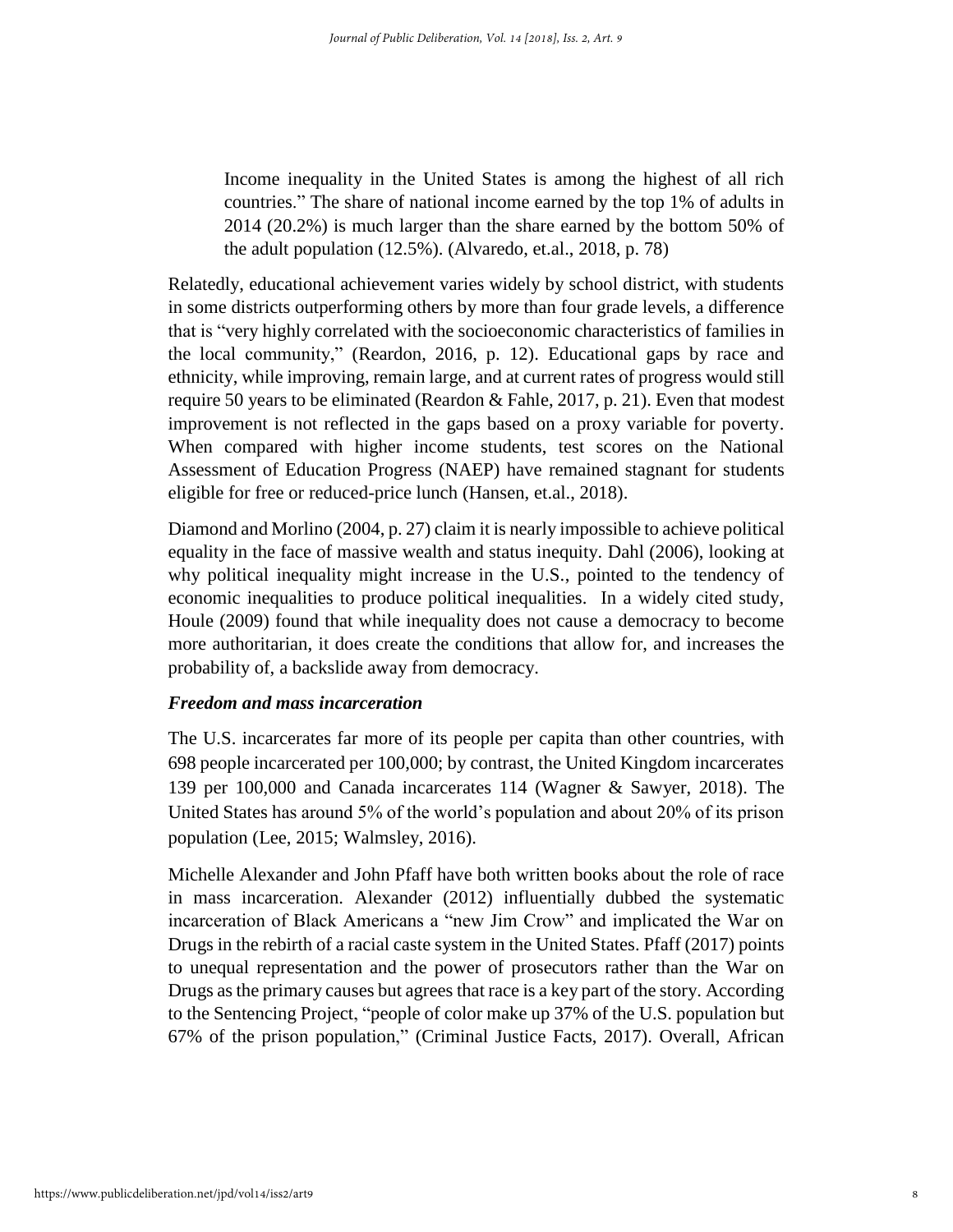> Income inequality in the United States is among the highest of all rich countries." The share of national income earned by the top 1% of adults in 2014 (20.2%) is much larger than the share earned by the bottom 50% of the adult population (12.5%). (Alvaredo, et.al., 2018, p. 78)

Relatedly, educational achievement varies widely by school district, with students in some districts outperforming others by more than four grade levels, a difference that is "very highly correlated with the socioeconomic characteristics of families in the local community," (Reardon, 2016, p. 12). Educational gaps by race and ethnicity, while improving, remain large, and at current rates of progress would still require 50 years to be eliminated (Reardon & Fahle, 2017, p. 21). Even that modest improvement is not reflected in the gaps based on a proxy variable for poverty. When compared with higher income students, test scores on the National Assessment of Education Progress (NAEP) have remained stagnant for students eligible for free or reduced-price lunch (Hansen, et.al., 2018).

Diamond and Morlino (2004, p. 27) claim it is nearly impossible to achieve political equality in the face of massive wealth and status inequity. Dahl (2006), looking at why political inequality might increase in the U.S., pointed to the tendency of economic inequalities to produce political inequalities. In a widely cited study, Houle (2009) found that while inequality does not cause a democracy to become more authoritarian, it does create the conditions that allow for, and increases the probability of, a backslide away from democracy.

### *Freedom and mass incarceration*

The U.S. incarcerates far more of its people per capita than other countries, with 698 people incarcerated per 100,000; by contrast, the United Kingdom incarcerates 139 per 100,000 and Canada incarcerates 114 (Wagner & Sawyer, 2018). The United States has around 5% of the world's population and about 20% of its prison population (Lee, 2015; Walmsley, 2016).

Michelle Alexander and John Pfaff have both written books about the role of race in mass incarceration. Alexander (2012) influentially dubbed the systematic incarceration of Black Americans a "new Jim Crow" and implicated the War on Drugs in the rebirth of a racial caste system in the United States. Pfaff (2017) points to unequal representation and the power of prosecutors rather than the War on Drugs as the primary causes but agrees that race is a key part of the story. According to the Sentencing Project, "people of color make up 37% of the U.S. population but 67% of the prison population," (Criminal Justice Facts, 2017). Overall, African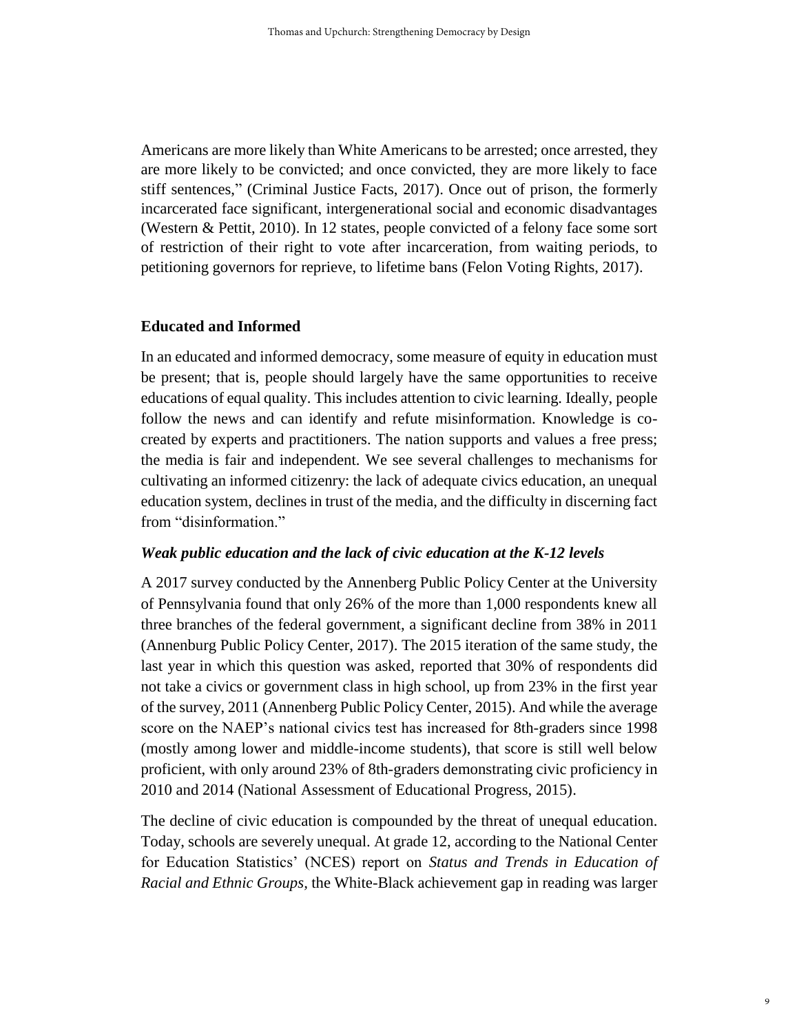Americans are more likely than White Americans to be arrested; once arrested, they are more likely to be convicted; and once convicted, they are more likely to face stiff sentences," (Criminal Justice Facts, 2017). Once out of prison, the formerly incarcerated face significant, intergenerational social and economic disadvantages (Western & Pettit, 2010). In 12 states, people convicted of a felony face some sort of restriction of their right to vote after incarceration, from waiting periods, to petitioning governors for reprieve, to lifetime bans (Felon Voting Rights, 2017).

### Educated and Informed

In an educated and informed democracy, some measure of equity in education must be present; that is, people should largely have the same opportunities to receive educations of equal quality. This includes attention to civic learning. Ideally, people follow the news and can identify and refute misinformation. Knowledge is co-created by experts and practitioners. The nation supports and values a free press; the media is fair and independent. We see several challenges to mechanisms for cultivating an informed citizenry: the lack of adequate civics education, an unequal education system, declines in trust of the media, and the difficulty in discerning fact from "disinformation."

#### *Weak public education and the lack of civic education at the K-12 levels*

A 2017 survey conducted by the Annenberg Public Policy Center at the University of Pennsylvania found that only 26% of the more than 1,000 respondents knew all three branches of the federal government, a significant decline from 38% in 2011 (Annenburg Public Policy Center, 2017). The 2015 iteration of the same study, the last year in which this question was asked, reported that 30% of respondents did not take a civics or government class in high school, up from 23% in the first year of the survey, 2011 (Annenberg Public Policy Center, 2015). And while the average score on the NAEP's national civics test has increased for 8th-graders since 1998 (mostly among lower and middle-income students), that score is still well below proficient, with only around 23% of 8th-graders demonstrating civic proficiency in 2010 and 2014 (National Assessment of Educational Progress, 2015).

The decline of civic education is compounded by the threat of unequal education. Today, schools are severely unequal. At grade 12, according to the National Center for Education Statistics' (NCES) report on *Status and Trends in Education of Racial and Ethnic Groups*, the White-Black achievement gap in reading was larger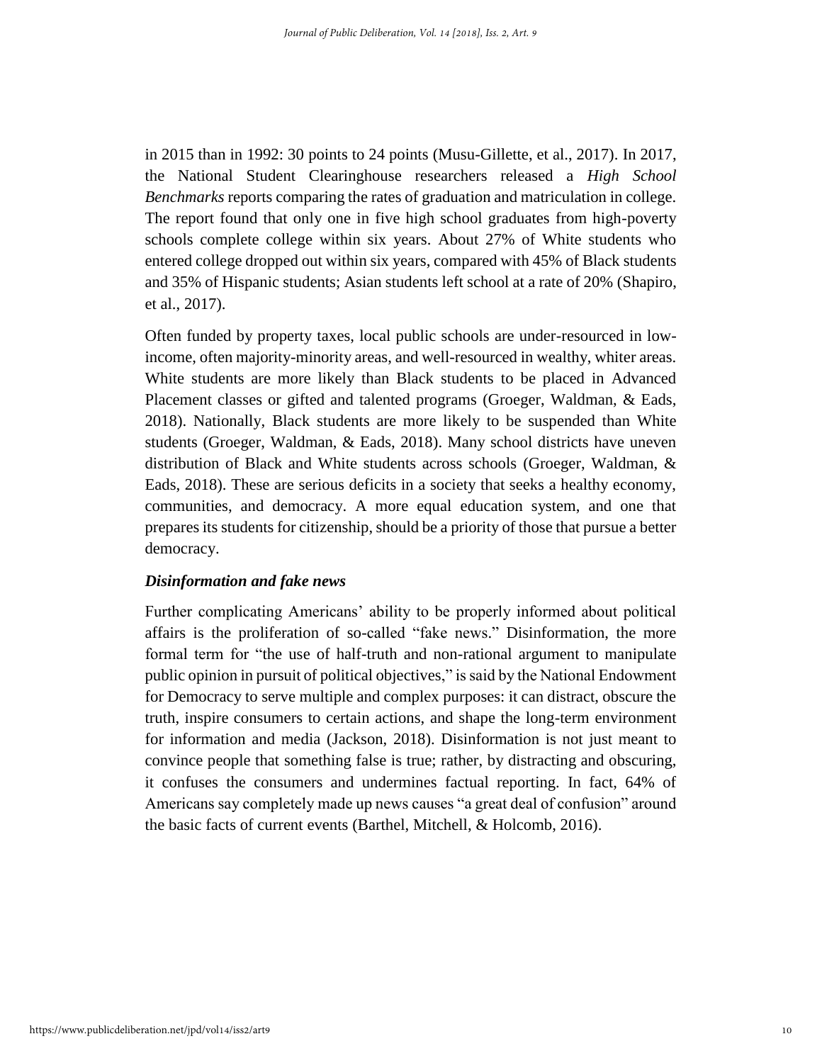in 2015 than in 1992: 30 points to 24 points (Musu-Gillette, et al., 2017). In 2017, the National Student Clearinghouse researchers released a *High School Benchmarks* reports comparing the rates of graduation and matriculation in college. The report found that only one in five high school graduates from high-poverty schools complete college within six years. About 27% of White students who entered college dropped out within six years, compared with 45% of Black students and 35% of Hispanic students; Asian students left school at a rate of 20% (Shapiro, et al., 2017).

Often funded by property taxes, local public schools are under-resourced in low-income, often majority-minority areas, and well-resourced in wealthy, whiter areas. White students are more likely than Black students to be placed in Advanced Placement classes or gifted and talented programs (Groeger, Waldman, & Eads, 2018). Nationally, Black students are more likely to be suspended than White students (Groeger, Waldman, & Eads, 2018). Many school districts have uneven distribution of Black and White students across schools (Groeger, Waldman, & Eads, 2018). These are serious deficits in a society that seeks a healthy economy, communities, and democracy. A more equal education system, and one that prepares its students for citizenship, should be a priority of those that pursue a better democracy.

### *Disinformation and fake news*

Further complicating Americans' ability to be properly informed about political affairs is the proliferation of so-called "fake news." Disinformation, the more formal term for "the use of half-truth and non-rational argument to manipulate public opinion in pursuit of political objectives," is said by the National Endowment for Democracy to serve multiple and complex purposes: it can distract, obscure the truth, inspire consumers to certain actions, and shape the long-term environment for information and media (Jackson, 2018). Disinformation is not just meant to convince people that something false is true; rather, by distracting and obscuring, it confuses the consumers and undermines factual reporting. In fact, 64% of Americans say completely made up news causes "a great deal of confusion" around the basic facts of current events (Barthel, Mitchell, & Holcomb, 2016).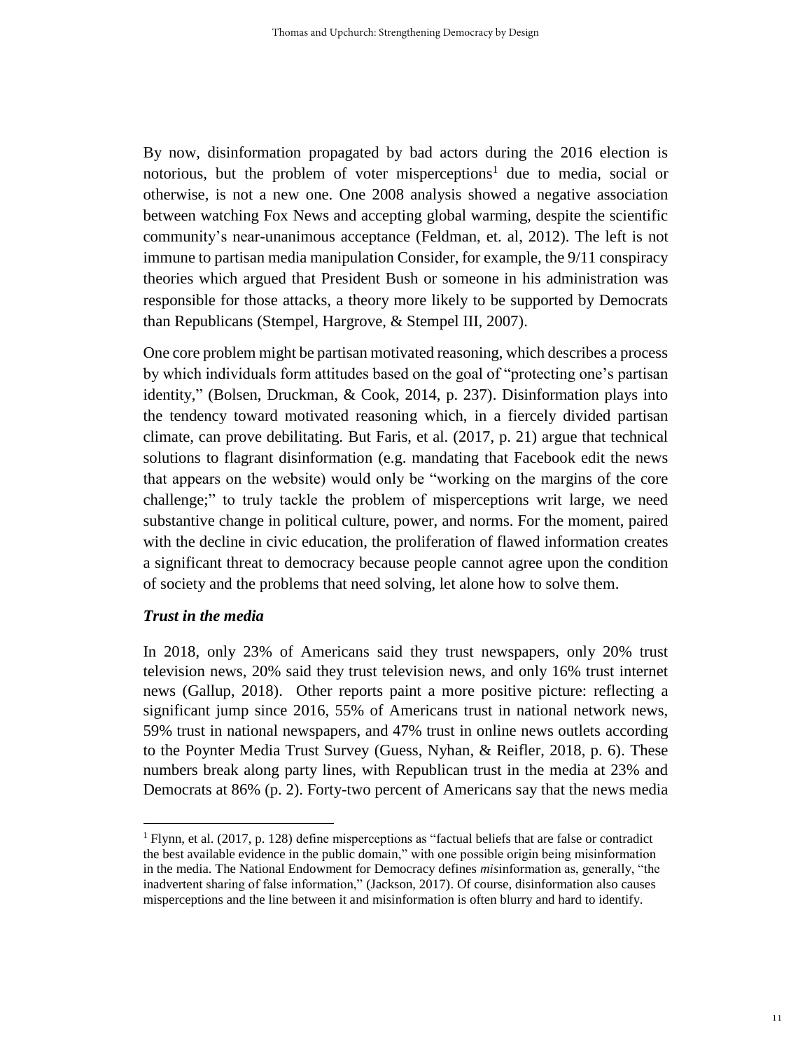By now, disinformation propagated by bad actors during the 2016 election is notorious, but the problem of voter misperceptions[1] due to media, social or otherwise, is not a new one. One 2008 analysis showed a negative association between watching Fox News and accepting global warming, despite the scientific community's near-unanimous acceptance (Feldman, et. al, 2012). The left is not immune to partisan media manipulation Consider, for example, the 9/11 conspiracy theories which argued that President Bush or someone in his administration was responsible for those attacks, a theory more likely to be supported by Democrats than Republicans (Stempel, Hargrove, & Stempel III, 2007).

One core problem might be partisan motivated reasoning, which describes a process by which individuals form attitudes based on the goal of "protecting one's partisan identity," (Bolsen, Druckman, & Cook, 2014, p. 237). Disinformation plays into the tendency toward motivated reasoning which, in a fiercely divided partisan climate, can prove debilitating. But Faris, et al. (2017, p. 21) argue that technical solutions to flagrant disinformation (e.g. mandating that Facebook edit the news that appears on the website) would only be "working on the margins of the core challenge;" to truly tackle the problem of misperceptions writ large, we need substantive change in political culture, power, and norms. For the moment, paired with the decline in civic education, the proliferation of flawed information creates a significant threat to democracy because people cannot agree upon the condition of society and the problems that need solving, let alone how to solve them.

### *Trust in the media*

In 2018, only 23% of Americans said they trust newspapers, only 20% trust television news, 20% said they trust television news, and only 16% trust internet news (Gallup, 2018). Other reports paint a more positive picture: reflecting a significant jump since 2016, 55% of Americans trust in national network news, 59% trust in national newspapers, and 47% trust in online news outlets according to the Poynter Media Trust Survey (Guess, Nyhan, & Reifler, 2018, p. 6). These numbers break along party lines, with Republican trust in the media at 23% and Democrats at 86% (p. 2). Forty-two percent of Americans say that the news media

---

[1] Flynn, et al. (2017, p. 128) define misperceptions as "factual beliefs that are false or contradict the best available evidence in the public domain," with one possible origin being misinformation in the media. The National Endowment for Democracy defines *mis*information as, generally, "the inadvertent sharing of false information," (Jackson, 2017). Of course, disinformation also causes misperceptions and the line between it and misinformation is often blurry and hard to identify.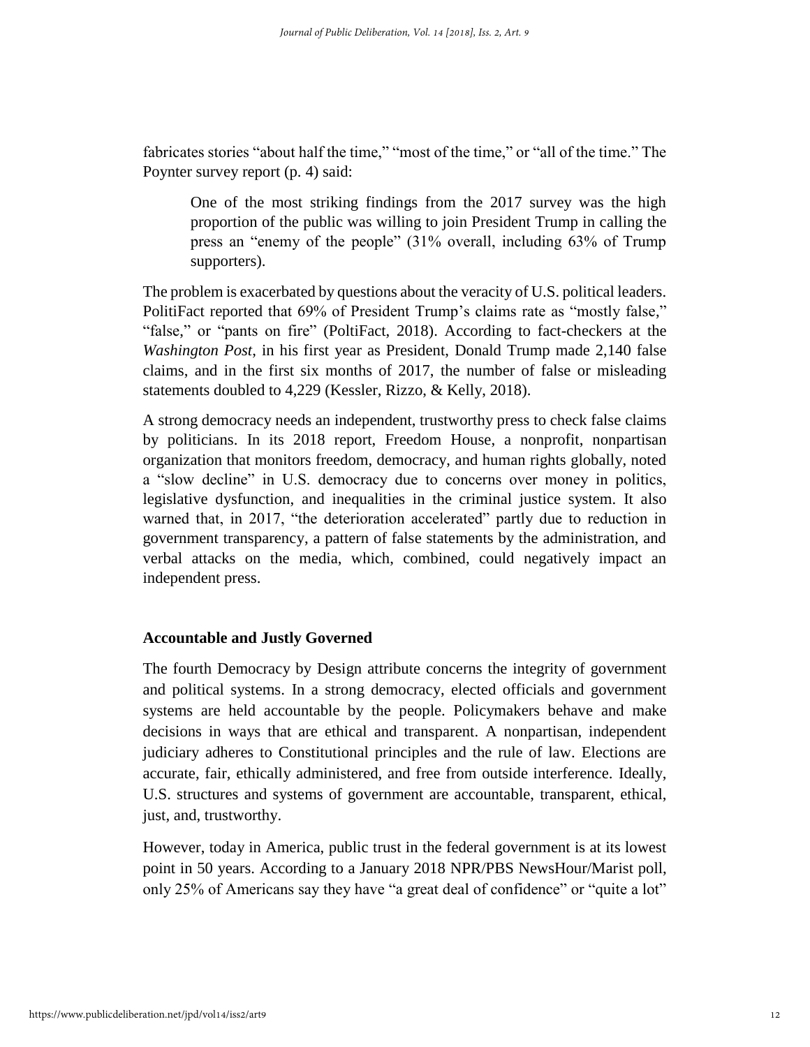fabricates stories "about half the time," "most of the time," or "all of the time." The Poynter survey report (p. 4) said:

> One of the most striking findings from the 2017 survey was the high proportion of the public was willing to join President Trump in calling the press an "enemy of the people" (31% overall, including 63% of Trump supporters).

The problem is exacerbated by questions about the veracity of U.S. political leaders. PolitiFact reported that 69% of President Trump's claims rate as "mostly false," "false," or "pants on fire" (PoltiFact, 2018). According to fact-checkers at the *Washington Post*, in his first year as President, Donald Trump made 2,140 false claims, and in the first six months of 2017, the number of false or misleading statements doubled to 4,229 (Kessler, Rizzo, & Kelly, 2018).

A strong democracy needs an independent, trustworthy press to check false claims by politicians. In its 2018 report, Freedom House, a nonprofit, nonpartisan organization that monitors freedom, democracy, and human rights globally, noted a "slow decline" in U.S. democracy due to concerns over money in politics, legislative dysfunction, and inequalities in the criminal justice system. It also warned that, in 2017, "the deterioration accelerated" partly due to reduction in government transparency, a pattern of false statements by the administration, and verbal attacks on the media, which, combined, could negatively impact an independent press.

## Accountable and Justly Governed

The fourth Democracy by Design attribute concerns the integrity of government and political systems. In a strong democracy, elected officials and government systems are held accountable by the people. Policymakers behave and make decisions in ways that are ethical and transparent. A nonpartisan, independent judiciary adheres to Constitutional principles and the rule of law. Elections are accurate, fair, ethically administered, and free from outside interference. Ideally, U.S. structures and systems of government are accountable, transparent, ethical, just, and, trustworthy.

However, today in America, public trust in the federal government is at its lowest point in 50 years. According to a January 2018 NPR/PBS NewsHour/Marist poll, only 25% of Americans say they have "a great deal of confidence" or "quite a lot"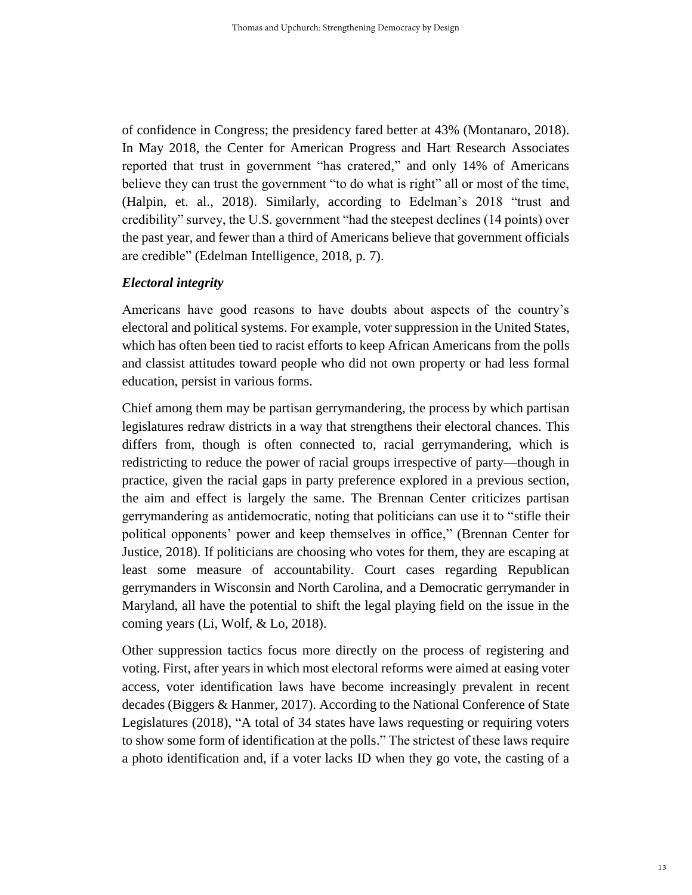of confidence in Congress; the presidency fared better at 43% (Montanaro, 2018). In May 2018, the Center for American Progress and Hart Research Associates reported that trust in government "has cratered," and only 14% of Americans believe they can trust the government "to do what is right" all or most of the time, (Halpin, et. al., 2018). Similarly, according to Edelman's 2018 "trust and credibility" survey, the U.S. government "had the steepest declines (14 points) over the past year, and fewer than a third of Americans believe that government officials are credible" (Edelman Intelligence, 2018, p. 7).

### *Electoral integrity*

Americans have good reasons to have doubts about aspects of the country's electoral and political systems. For example, voter suppression in the United States, which has often been tied to racist efforts to keep African Americans from the polls and classist attitudes toward people who did not own property or had less formal education, persist in various forms.

Chief among them may be partisan gerrymandering, the process by which partisan legislatures redraw districts in a way that strengthens their electoral chances. This differs from, though is often connected to, racial gerrymandering, which is redistricting to reduce the power of racial groups irrespective of party—though in practice, given the racial gaps in party preference explored in a previous section, the aim and effect is largely the same. The Brennan Center criticizes partisan gerrymandering as antidemocratic, noting that politicians can use it to "stifle their political opponents' power and keep themselves in office," (Brennan Center for Justice, 2018). If politicians are choosing who votes for them, they are escaping at least some measure of accountability. Court cases regarding Republican gerrymanders in Wisconsin and North Carolina, and a Democratic gerrymander in Maryland, all have the potential to shift the legal playing field on the issue in the coming years (Li, Wolf, & Lo, 2018).

Other suppression tactics focus more directly on the process of registering and voting. First, after years in which most electoral reforms were aimed at easing voter access, voter identification laws have become increasingly prevalent in recent decades (Biggers & Hanmer, 2017). According to the National Conference of State Legislatures (2018), "A total of 34 states have laws requesting or requiring voters to show some form of identification at the polls." The strictest of these laws require a photo identification and, if a voter lacks ID when they go vote, the casting of a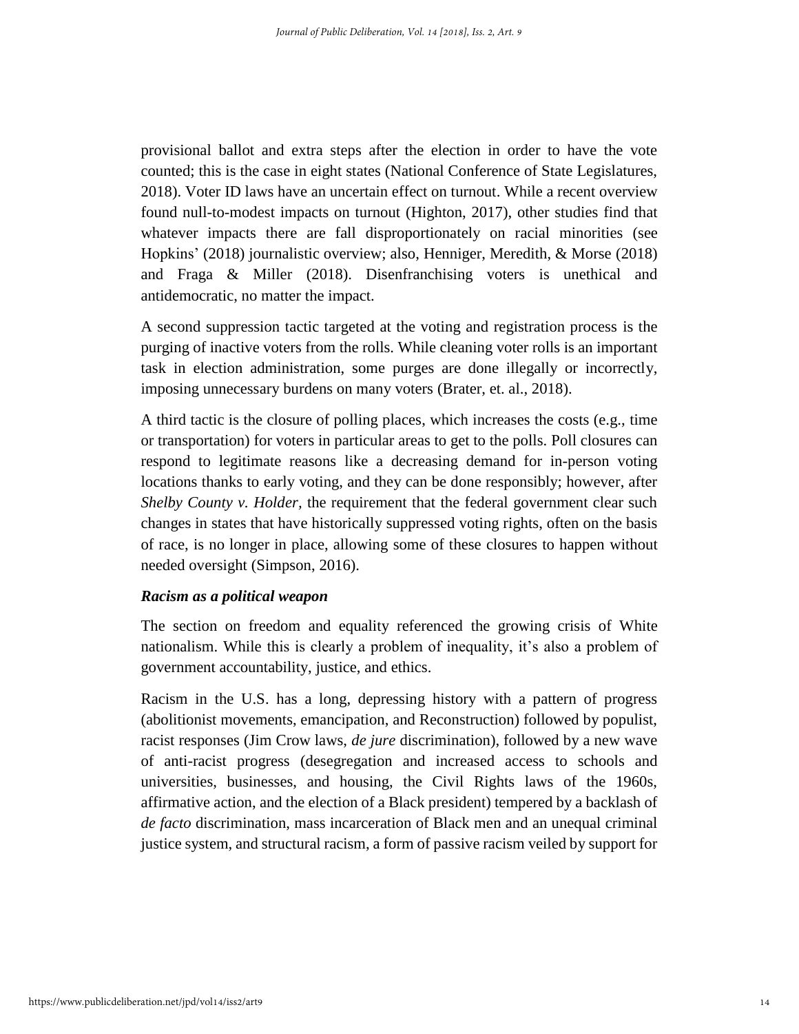provisional ballot and extra steps after the election in order to have the vote counted; this is the case in eight states (National Conference of State Legislatures, 2018). Voter ID laws have an uncertain effect on turnout. While a recent overview found null-to-modest impacts on turnout (Highton, 2017), other studies find that whatever impacts there are fall disproportionately on racial minorities (see Hopkins' (2018) journalistic overview; also, Henniger, Meredith, & Morse (2018) and Fraga & Miller (2018). Disenfranchising voters is unethical and antidemocratic, no matter the impact.

A second suppression tactic targeted at the voting and registration process is the purging of inactive voters from the rolls. While cleaning voter rolls is an important task in election administration, some purges are done illegally or incorrectly, imposing unnecessary burdens on many voters (Brater, et. al., 2018).

A third tactic is the closure of polling places, which increases the costs (e.g., time or transportation) for voters in particular areas to get to the polls. Poll closures can respond to legitimate reasons like a decreasing demand for in-person voting locations thanks to early voting, and they can be done responsibly; however, after *Shelby County v. Holder*, the requirement that the federal government clear such changes in states that have historically suppressed voting rights, often on the basis of race, is no longer in place, allowing some of these closures to happen without needed oversight (Simpson, 2016).

### *Racism as a political weapon*

The section on freedom and equality referenced the growing crisis of White nationalism. While this is clearly a problem of inequality, it's also a problem of government accountability, justice, and ethics.

Racism in the U.S. has a long, depressing history with a pattern of progress (abolitionist movements, emancipation, and Reconstruction) followed by populist, racist responses (Jim Crow laws, *de jure* discrimination), followed by a new wave of anti-racist progress (desegregation and increased access to schools and universities, businesses, and housing, the Civil Rights laws of the 1960s, affirmative action, and the election of a Black president) tempered by a backlash of *de facto* discrimination, mass incarceration of Black men and an unequal criminal justice system, and structural racism, a form of passive racism veiled by support for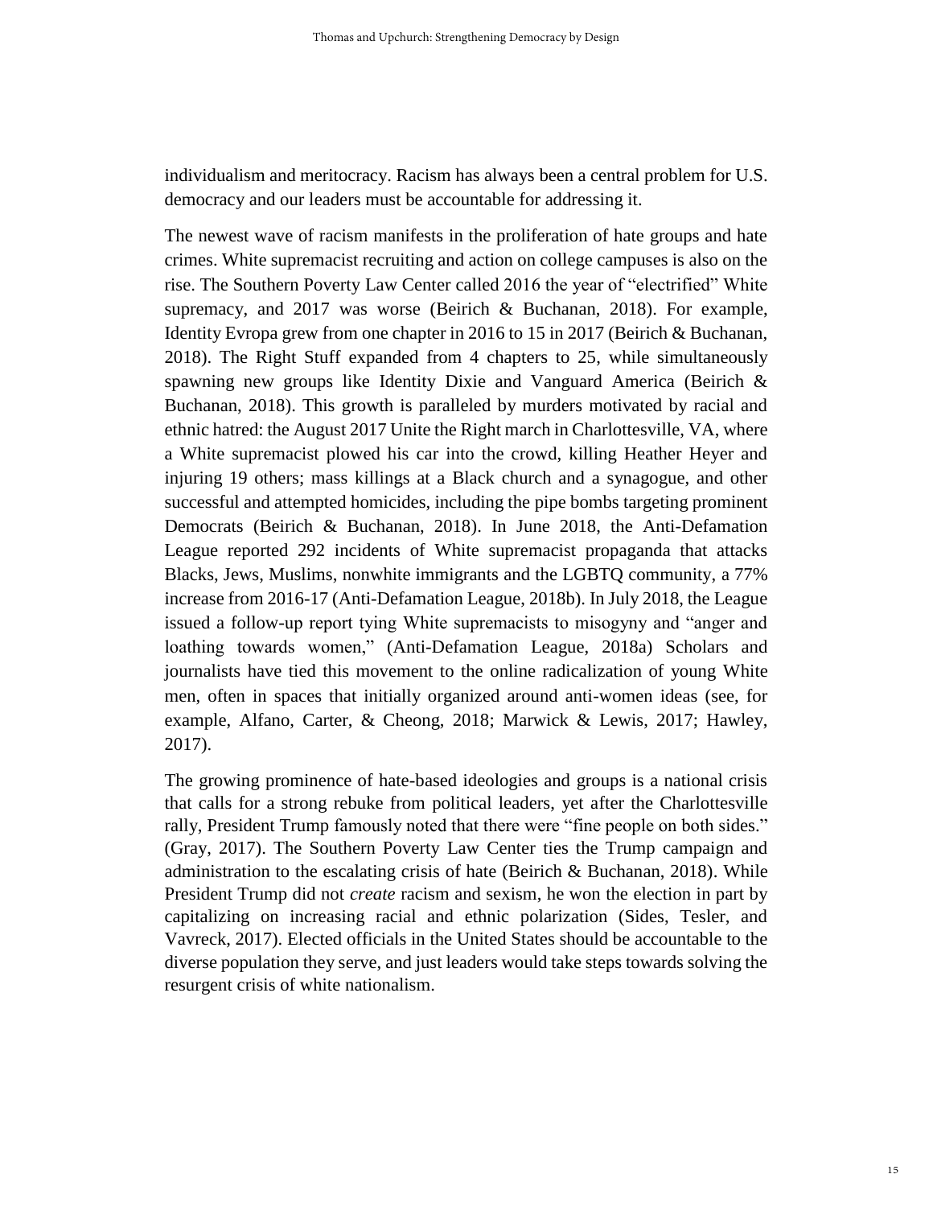individualism and meritocracy. Racism has always been a central problem for U.S. democracy and our leaders must be accountable for addressing it.

The newest wave of racism manifests in the proliferation of hate groups and hate crimes. White supremacist recruiting and action on college campuses is also on the rise. The Southern Poverty Law Center called 2016 the year of "electrified" White supremacy, and 2017 was worse (Beirich & Buchanan, 2018). For example, Identity Evropa grew from one chapter in 2016 to 15 in 2017 (Beirich & Buchanan, 2018). The Right Stuff expanded from 4 chapters to 25, while simultaneously spawning new groups like Identity Dixie and Vanguard America (Beirich & Buchanan, 2018). This growth is paralleled by murders motivated by racial and ethnic hatred: the August 2017 Unite the Right march in Charlottesville, VA, where a White supremacist plowed his car into the crowd, killing Heather Heyer and injuring 19 others; mass killings at a Black church and a synagogue, and other successful and attempted homicides, including the pipe bombs targeting prominent Democrats (Beirich & Buchanan, 2018). In June 2018, the Anti-Defamation League reported 292 incidents of White supremacist propaganda that attacks Blacks, Jews, Muslims, nonwhite immigrants and the LGBTQ community, a 77% increase from 2016-17 (Anti-Defamation League, 2018b). In July 2018, the League issued a follow-up report tying White supremacists to misogyny and "anger and loathing towards women," (Anti-Defamation League, 2018a) Scholars and journalists have tied this movement to the online radicalization of young White men, often in spaces that initially organized around anti-women ideas (see, for example, Alfano, Carter, & Cheong, 2018; Marwick & Lewis, 2017; Hawley, 2017).

The growing prominence of hate-based ideologies and groups is a national crisis that calls for a strong rebuke from political leaders, yet after the Charlottesville rally, President Trump famously noted that there were "fine people on both sides." (Gray, 2017). The Southern Poverty Law Center ties the Trump campaign and administration to the escalating crisis of hate (Beirich & Buchanan, 2018). While President Trump did not *create* racism and sexism, he won the election in part by capitalizing on increasing racial and ethnic polarization (Sides, Tesler, and Vavreck, 2017). Elected officials in the United States should be accountable to the diverse population they serve, and just leaders would take steps towards solving the resurgent crisis of white nationalism.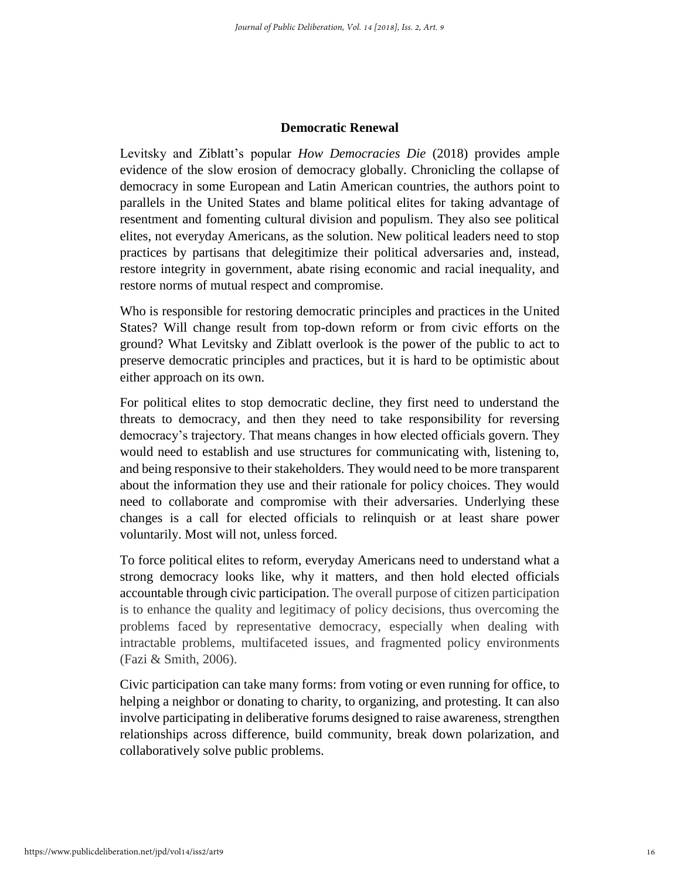## Democratic Renewal

Levitsky and Ziblatt's popular *How Democracies Die* (2018) provides ample evidence of the slow erosion of democracy globally. Chronicling the collapse of democracy in some European and Latin American countries, the authors point to parallels in the United States and blame political elites for taking advantage of resentment and fomenting cultural division and populism. They also see political elites, not everyday Americans, as the solution. New political leaders need to stop practices by partisans that delegitimize their political adversaries and, instead, restore integrity in government, abate rising economic and racial inequality, and restore norms of mutual respect and compromise.

Who is responsible for restoring democratic principles and practices in the United States? Will change result from top-down reform or from civic efforts on the ground? What Levitsky and Ziblatt overlook is the power of the public to act to preserve democratic principles and practices, but it is hard to be optimistic about either approach on its own.

For political elites to stop democratic decline, they first need to understand the threats to democracy, and then they need to take responsibility for reversing democracy's trajectory. That means changes in how elected officials govern. They would need to establish and use structures for communicating with, listening to, and being responsive to their stakeholders. They would need to be more transparent about the information they use and their rationale for policy choices. They would need to collaborate and compromise with their adversaries. Underlying these changes is a call for elected officials to relinquish or at least share power voluntarily. Most will not, unless forced.

To force political elites to reform, everyday Americans need to understand what a strong democracy looks like, why it matters, and then hold elected officials accountable through civic participation. The overall purpose of citizen participation is to enhance the quality and legitimacy of policy decisions, thus overcoming the problems faced by representative democracy, especially when dealing with intractable problems, multifaceted issues, and fragmented policy environments (Fazi & Smith, 2006).

Civic participation can take many forms: from voting or even running for office, to helping a neighbor or donating to charity, to organizing, and protesting. It can also involve participating in deliberative forums designed to raise awareness, strengthen relationships across difference, build community, break down polarization, and collaboratively solve public problems.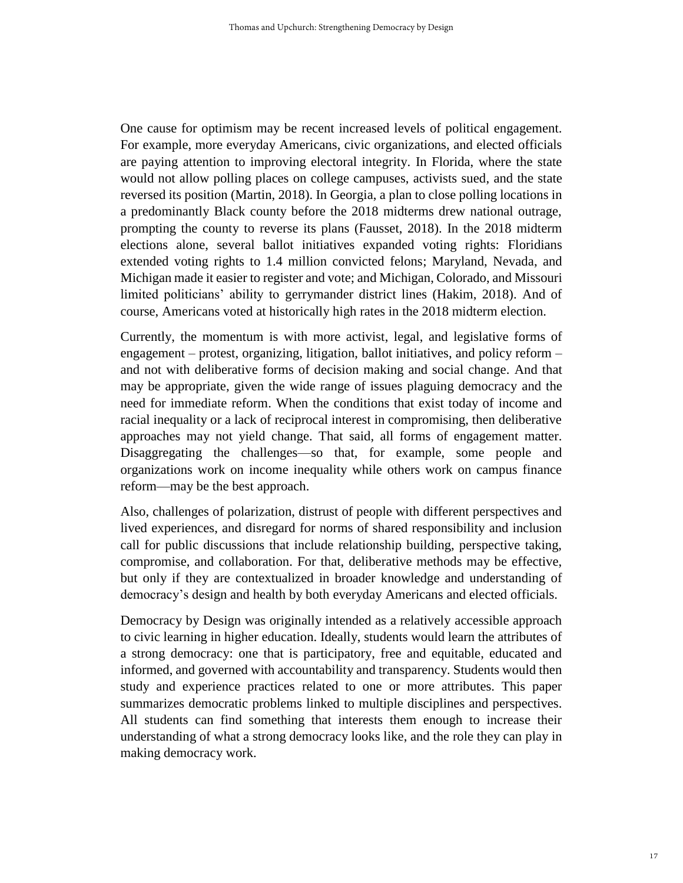One cause for optimism may be recent increased levels of political engagement. For example, more everyday Americans, civic organizations, and elected officials are paying attention to improving electoral integrity. In Florida, where the state would not allow polling places on college campuses, activists sued, and the state reversed its position (Martin, 2018). In Georgia, a plan to close polling locations in a predominantly Black county before the 2018 midterms drew national outrage, prompting the county to reverse its plans (Fausset, 2018). In the 2018 midterm elections alone, several ballot initiatives expanded voting rights: Floridians extended voting rights to 1.4 million convicted felons; Maryland, Nevada, and Michigan made it easier to register and vote; and Michigan, Colorado, and Missouri limited politicians' ability to gerrymander district lines (Hakim, 2018). And of course, Americans voted at historically high rates in the 2018 midterm election.

Currently, the momentum is with more activist, legal, and legislative forms of engagement – protest, organizing, litigation, ballot initiatives, and policy reform – and not with deliberative forms of decision making and social change. And that may be appropriate, given the wide range of issues plaguing democracy and the need for immediate reform. When the conditions that exist today of income and racial inequality or a lack of reciprocal interest in compromising, then deliberative approaches may not yield change. That said, all forms of engagement matter. Disaggregating the challenges—so that, for example, some people and organizations work on income inequality while others work on campus finance reform—may be the best approach.

Also, challenges of polarization, distrust of people with different perspectives and lived experiences, and disregard for norms of shared responsibility and inclusion call for public discussions that include relationship building, perspective taking, compromise, and collaboration. For that, deliberative methods may be effective, but only if they are contextualized in broader knowledge and understanding of democracy's design and health by both everyday Americans and elected officials.

Democracy by Design was originally intended as a relatively accessible approach to civic learning in higher education. Ideally, students would learn the attributes of a strong democracy: one that is participatory, free and equitable, educated and informed, and governed with accountability and transparency. Students would then study and experience practices related to one or more attributes. This paper summarizes democratic problems linked to multiple disciplines and perspectives. All students can find something that interests them enough to increase their understanding of what a strong democracy looks like, and the role they can play in making democracy work.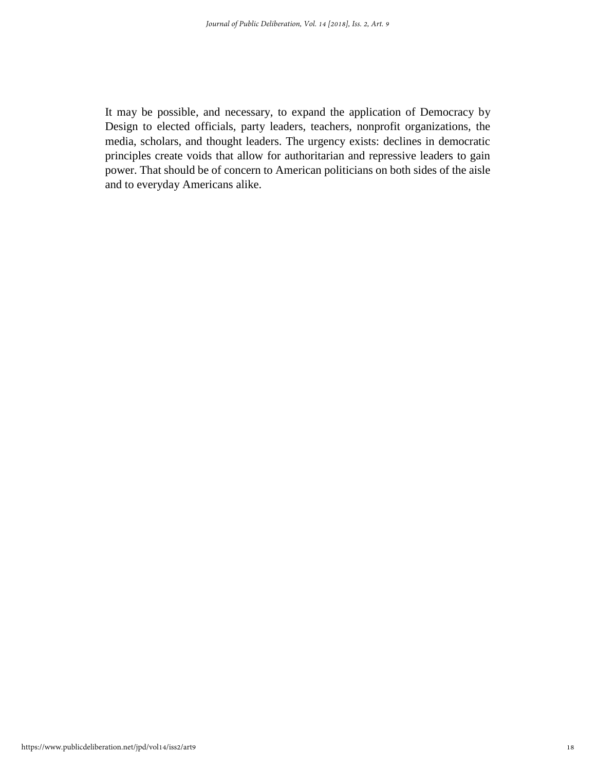It may be possible, and necessary, to expand the application of Democracy by Design to elected officials, party leaders, teachers, nonprofit organizations, the media, scholars, and thought leaders. The urgency exists: declines in democratic principles create voids that allow for authoritarian and repressive leaders to gain power. That should be of concern to American politicians on both sides of the aisle and to everyday Americans alike.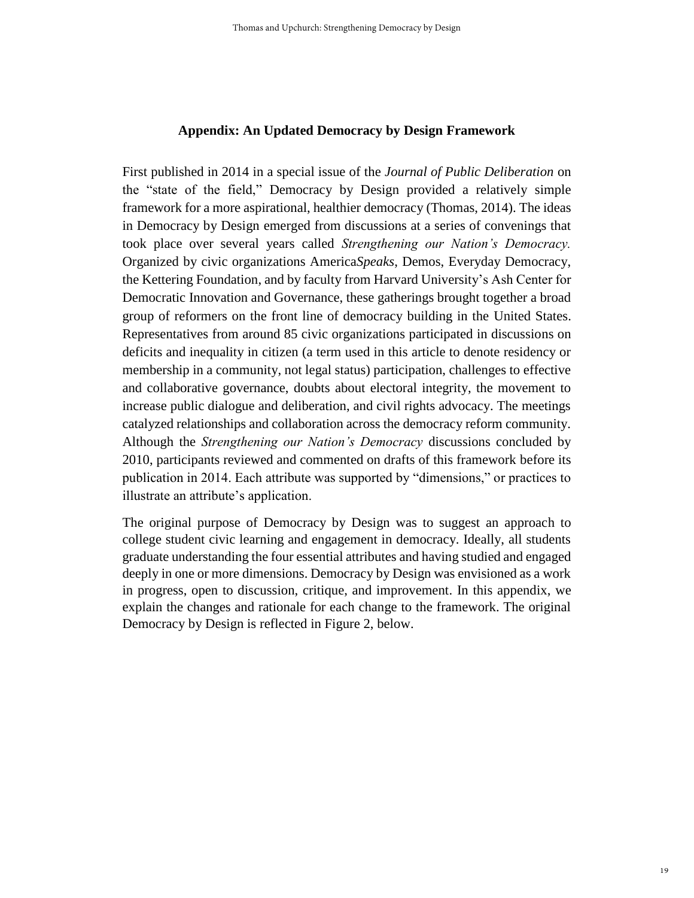## Appendix: An Updated Democracy by Design Framework

First published in 2014 in a special issue of the *Journal of Public Deliberation* on the "state of the field," Democracy by Design provided a relatively simple framework for a more aspirational, healthier democracy (Thomas, 2014). The ideas in Democracy by Design emerged from discussions at a series of convenings that took place over several years called *Strengthening our Nation's Democracy.* Organized by civic organizations America*Speaks*, Demos, Everyday Democracy, the Kettering Foundation, and by faculty from Harvard University's Ash Center for Democratic Innovation and Governance, these gatherings brought together a broad group of reformers on the front line of democracy building in the United States. Representatives from around 85 civic organizations participated in discussions on deficits and inequality in citizen (a term used in this article to denote residency or membership in a community, not legal status) participation, challenges to effective and collaborative governance, doubts about electoral integrity, the movement to increase public dialogue and deliberation, and civil rights advocacy. The meetings catalyzed relationships and collaboration across the democracy reform community. Although the *Strengthening our Nation's Democracy* discussions concluded by 2010, participants reviewed and commented on drafts of this framework before its publication in 2014. Each attribute was supported by "dimensions," or practices to illustrate an attribute's application.

The original purpose of Democracy by Design was to suggest an approach to college student civic learning and engagement in democracy. Ideally, all students graduate understanding the four essential attributes and having studied and engaged deeply in one or more dimensions. Democracy by Design was envisioned as a work in progress, open to discussion, critique, and improvement. In this appendix, we explain the changes and rationale for each change to the framework. The original Democracy by Design is reflected in Figure 2, below.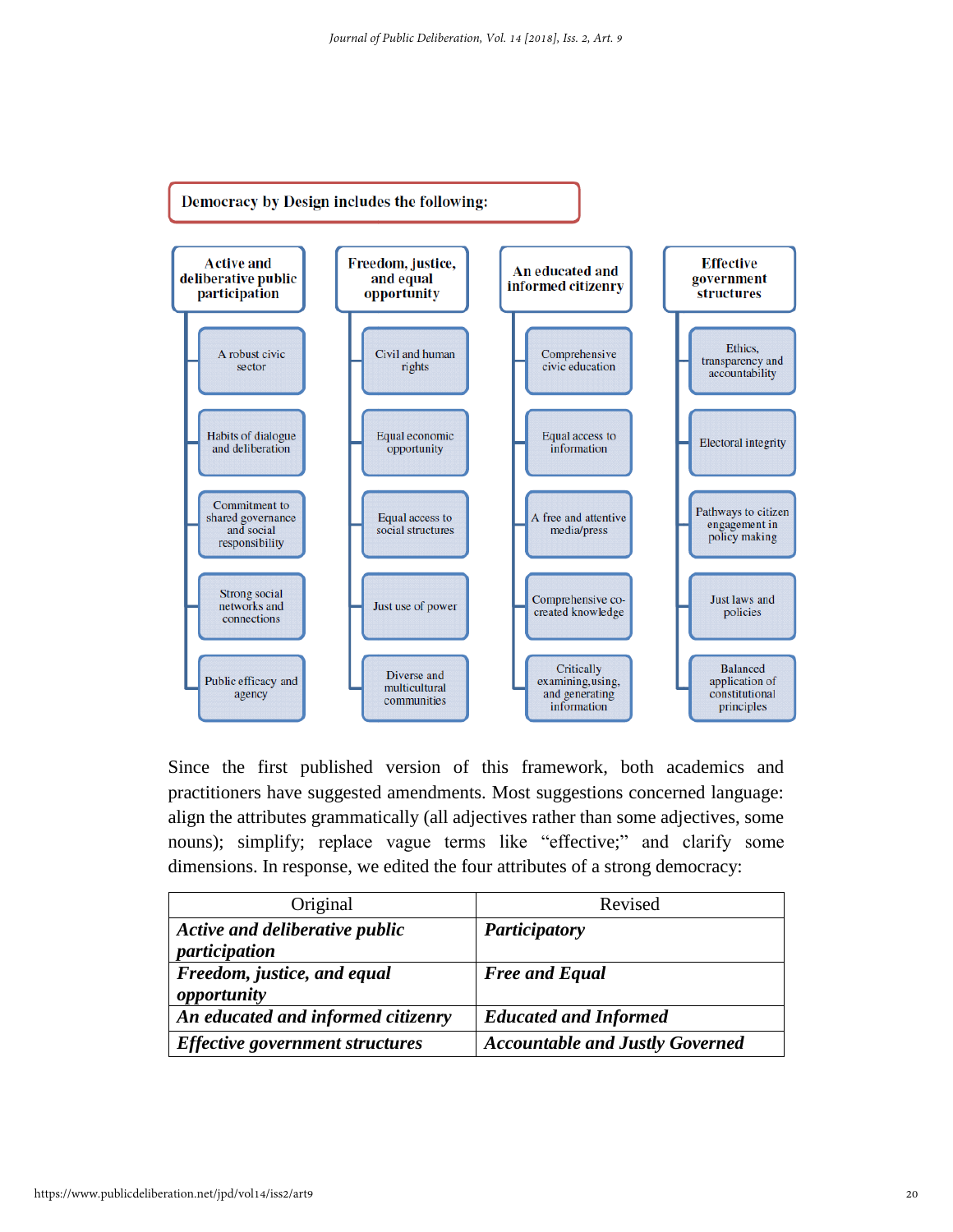**Democracy by Design includes the following:**

| Active and deliberative public participation | Freedom, justice, and equal opportunity | An educated and informed citizenry | Effective government structures |
|---|---|---|---|
| A robust civic sector | Civil and human rights | Comprehensive civic education | Ethics, transparency and accountability |
| Habits of dialogue and deliberation | Equal economic opportunity | Equal access to information | Electoral integrity |
| Commitment to shared governance and social responsibility | Equal access to social structures | A free and attentive media/press | Pathways to citizen engagement in policy making |
| Strong social networks and connections | Just use of power | Comprehensive co-created knowledge | Just laws and policies |
| Public efficacy and agency | Diverse and multicultural communities | Critically examining, using, and generating information | Balanced application of constitutional principles |

Since the first published version of this framework, both academics and practitioners have suggested amendments. Most suggestions concerned language: align the attributes grammatically (all adjectives rather than some adjectives, some nouns); simplify; replace vague terms like "effective;" and clarify some dimensions. In response, we edited the four attributes of a strong democracy:

| Original | Revised |
|---|---|
| ***Active and deliberative public participation*** | ***Participatory*** |
| ***Freedom, justice, and equal opportunity*** | ***Free and Equal*** |
| ***An educated and informed citizenry*** | ***Educated and Informed*** |
| ***Effective government structures*** | ***Accountable and Justly Governed*** |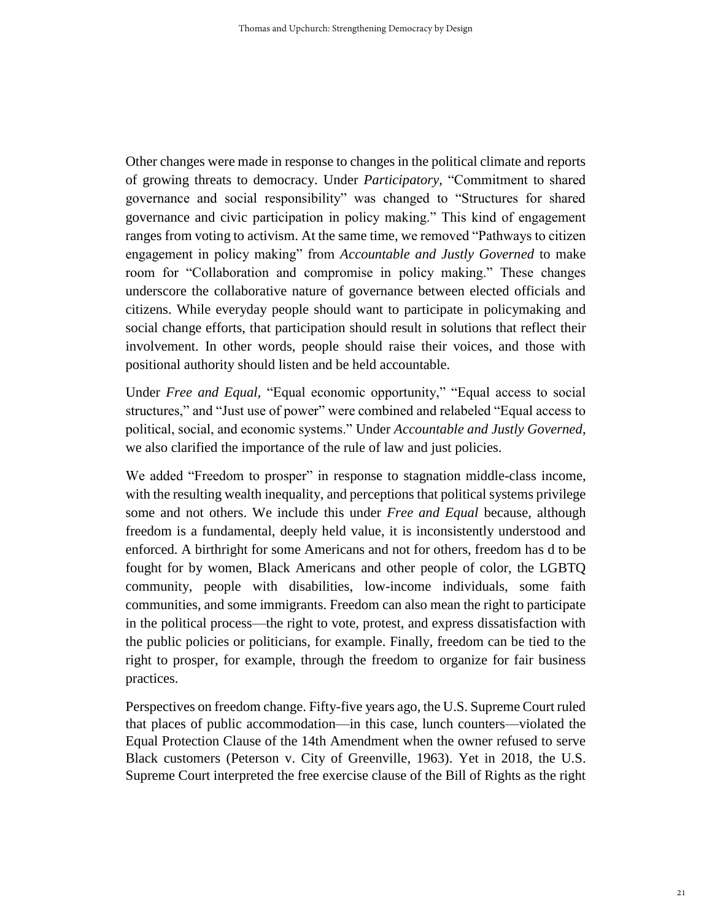Other changes were made in response to changes in the political climate and reports of growing threats to democracy. Under *Participatory*, "Commitment to shared governance and social responsibility" was changed to "Structures for shared governance and civic participation in policy making." This kind of engagement ranges from voting to activism. At the same time, we removed "Pathways to citizen engagement in policy making" from *Accountable and Justly Governed* to make room for "Collaboration and compromise in policy making." These changes underscore the collaborative nature of governance between elected officials and citizens. While everyday people should want to participate in policymaking and social change efforts, that participation should result in solutions that reflect their involvement. In other words, people should raise their voices, and those with positional authority should listen and be held accountable.

Under *Free and Equal*, "Equal economic opportunity," "Equal access to social structures," and "Just use of power" were combined and relabeled "Equal access to political, social, and economic systems." Under *Accountable and Justly Governed*, we also clarified the importance of the rule of law and just policies.

We added "Freedom to prosper" in response to stagnation middle-class income, with the resulting wealth inequality, and perceptions that political systems privilege some and not others. We include this under *Free and Equal* because, although freedom is a fundamental, deeply held value, it is inconsistently understood and enforced. A birthright for some Americans and not for others, freedom has d to be fought for by women, Black Americans and other people of color, the LGBTQ community, people with disabilities, low-income individuals, some faith communities, and some immigrants. Freedom can also mean the right to participate in the political process—the right to vote, protest, and express dissatisfaction with the public policies or politicians, for example. Finally, freedom can be tied to the right to prosper, for example, through the freedom to organize for fair business practices.

Perspectives on freedom change. Fifty-five years ago, the U.S. Supreme Court ruled that places of public accommodation—in this case, lunch counters—violated the Equal Protection Clause of the 14th Amendment when the owner refused to serve Black customers (Peterson v. City of Greenville, 1963). Yet in 2018, the U.S. Supreme Court interpreted the free exercise clause of the Bill of Rights as the right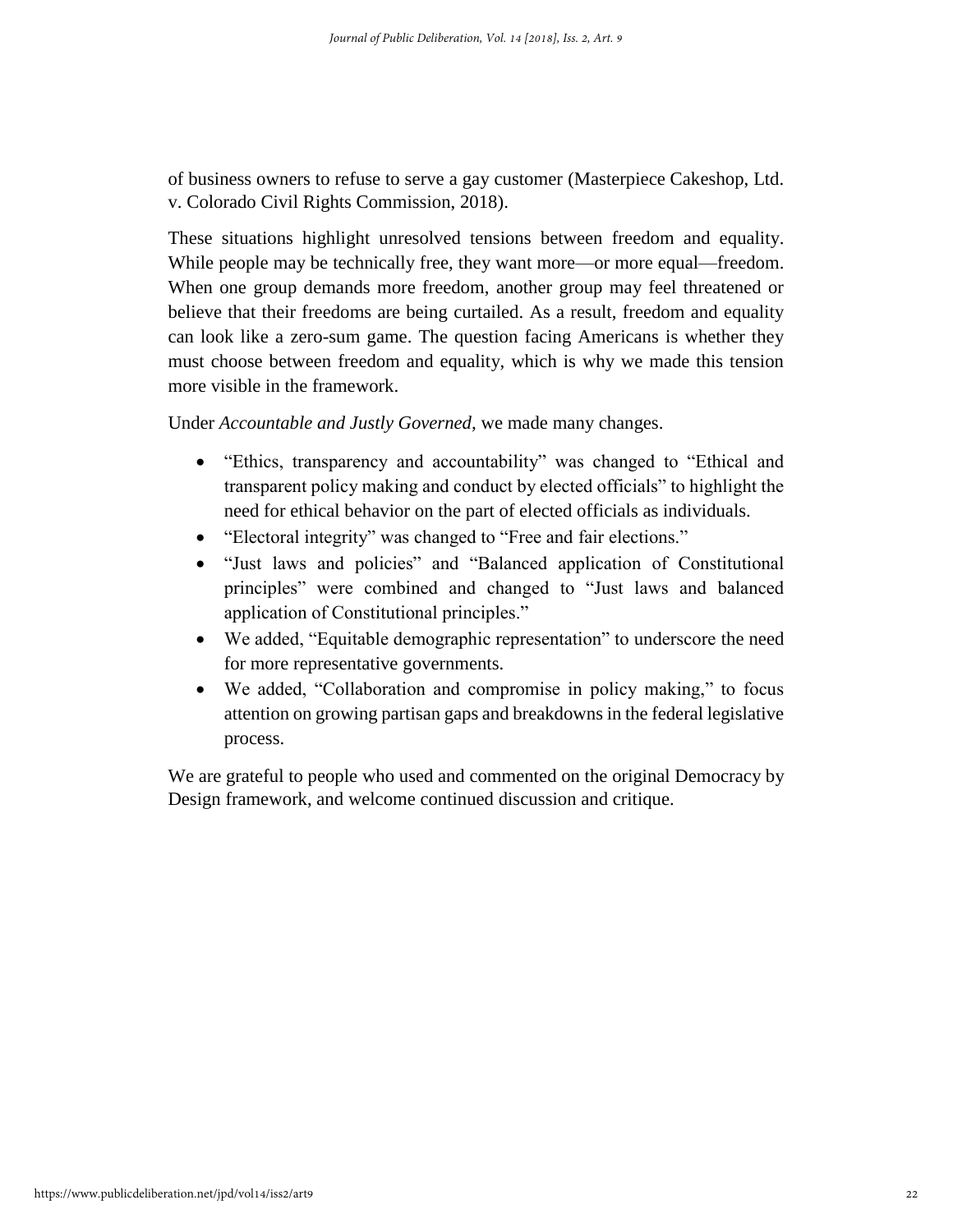of business owners to refuse to serve a gay customer (Masterpiece Cakeshop, Ltd. v. Colorado Civil Rights Commission, 2018).

These situations highlight unresolved tensions between freedom and equality. While people may be technically free, they want more—or more equal—freedom. When one group demands more freedom, another group may feel threatened or believe that their freedoms are being curtailed. As a result, freedom and equality can look like a zero-sum game. The question facing Americans is whether they must choose between freedom and equality, which is why we made this tension more visible in the framework.

Under *Accountable and Justly Governed*, we made many changes.

- "Ethics, transparency and accountability" was changed to "Ethical and transparent policy making and conduct by elected officials" to highlight the need for ethical behavior on the part of elected officials as individuals.
- "Electoral integrity" was changed to "Free and fair elections."
- "Just laws and policies" and "Balanced application of Constitutional principles" were combined and changed to "Just laws and balanced application of Constitutional principles."
- We added, "Equitable demographic representation" to underscore the need for more representative governments.
- We added, "Collaboration and compromise in policy making," to focus attention on growing partisan gaps and breakdowns in the federal legislative process.

We are grateful to people who used and commented on the original Democracy by Design framework, and welcome continued discussion and critique.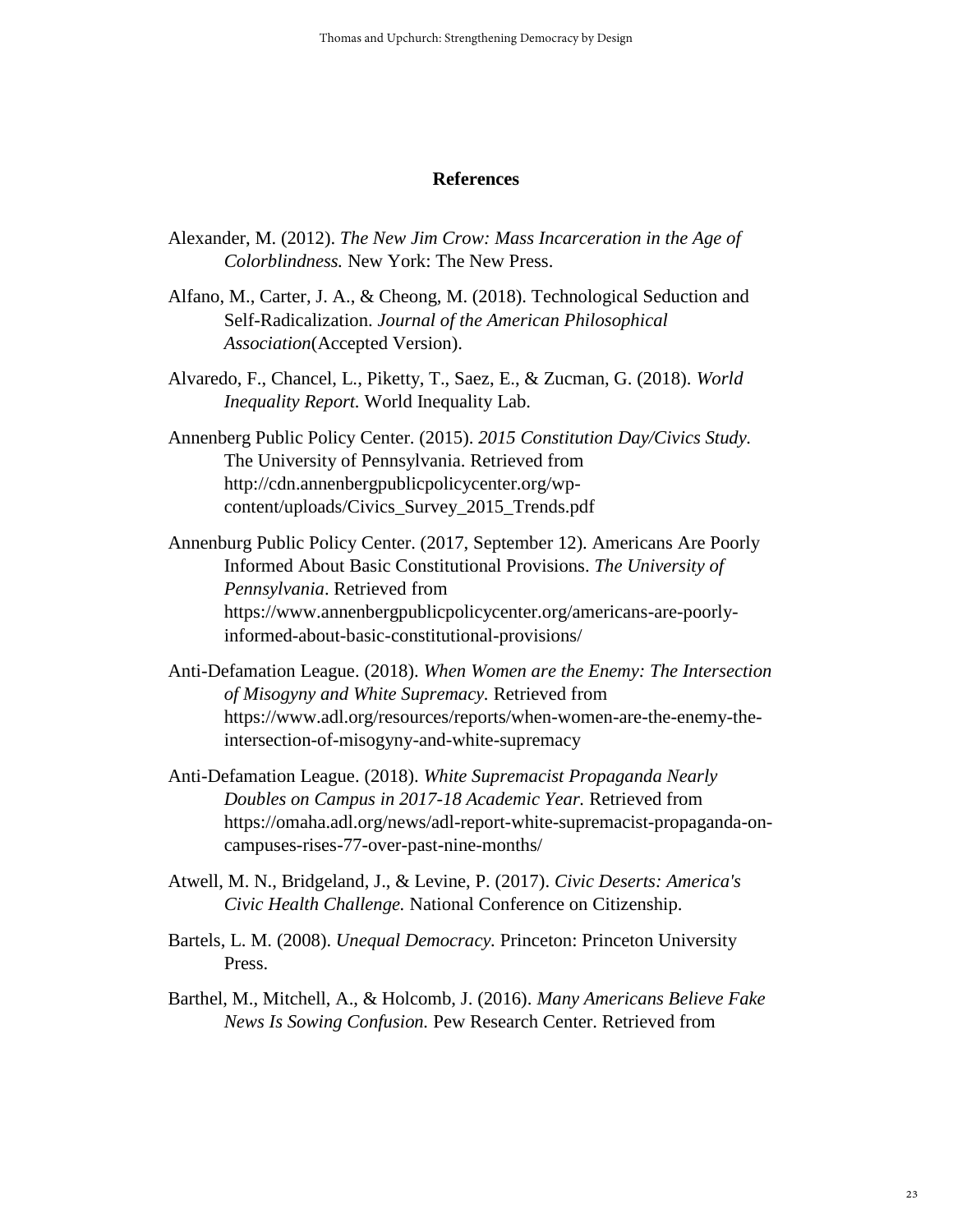## References

Alexander, M. (2012). *The New Jim Crow: Mass Incarceration in the Age of Colorblindness.* New York: The New Press.

Alfano, M., Carter, J. A., & Cheong, M. (2018). Technological Seduction and Self-Radicalization. *Journal of the American Philosophical Association*(Accepted Version).

Alvaredo, F., Chancel, L., Piketty, T., Saez, E., & Zucman, G. (2018). *World Inequality Report.* World Inequality Lab.

Annenberg Public Policy Center. (2015). *2015 Constitution Day/Civics Study.* The University of Pennsylvania. Retrieved from http://cdn.annenbergpublicpolicycenter.org/wp-content/uploads/Civics_Survey_2015_Trends.pdf

Annenburg Public Policy Center. (2017, September 12). Americans Are Poorly Informed About Basic Constitutional Provisions. *The University of Pennsylvania*. Retrieved from https://www.annenbergpublicpolicycenter.org/americans-are-poorly-informed-about-basic-constitutional-provisions/

Anti-Defamation League. (2018). *When Women are the Enemy: The Intersection of Misogyny and White Supremacy.* Retrieved from https://www.adl.org/resources/reports/when-women-are-the-enemy-the-intersection-of-misogyny-and-white-supremacy

Anti-Defamation League. (2018). *White Supremacist Propaganda Nearly Doubles on Campus in 2017-18 Academic Year.* Retrieved from https://omaha.adl.org/news/adl-report-white-supremacist-propaganda-on-campuses-rises-77-over-past-nine-months/

Atwell, M. N., Bridgeland, J., & Levine, P. (2017). *Civic Deserts: America's Civic Health Challenge.* National Conference on Citizenship.

Bartels, L. M. (2008). *Unequal Democracy.* Princeton: Princeton University Press.

Barthel, M., Mitchell, A., & Holcomb, J. (2016). *Many Americans Believe Fake News Is Sowing Confusion.* Pew Research Center. Retrieved from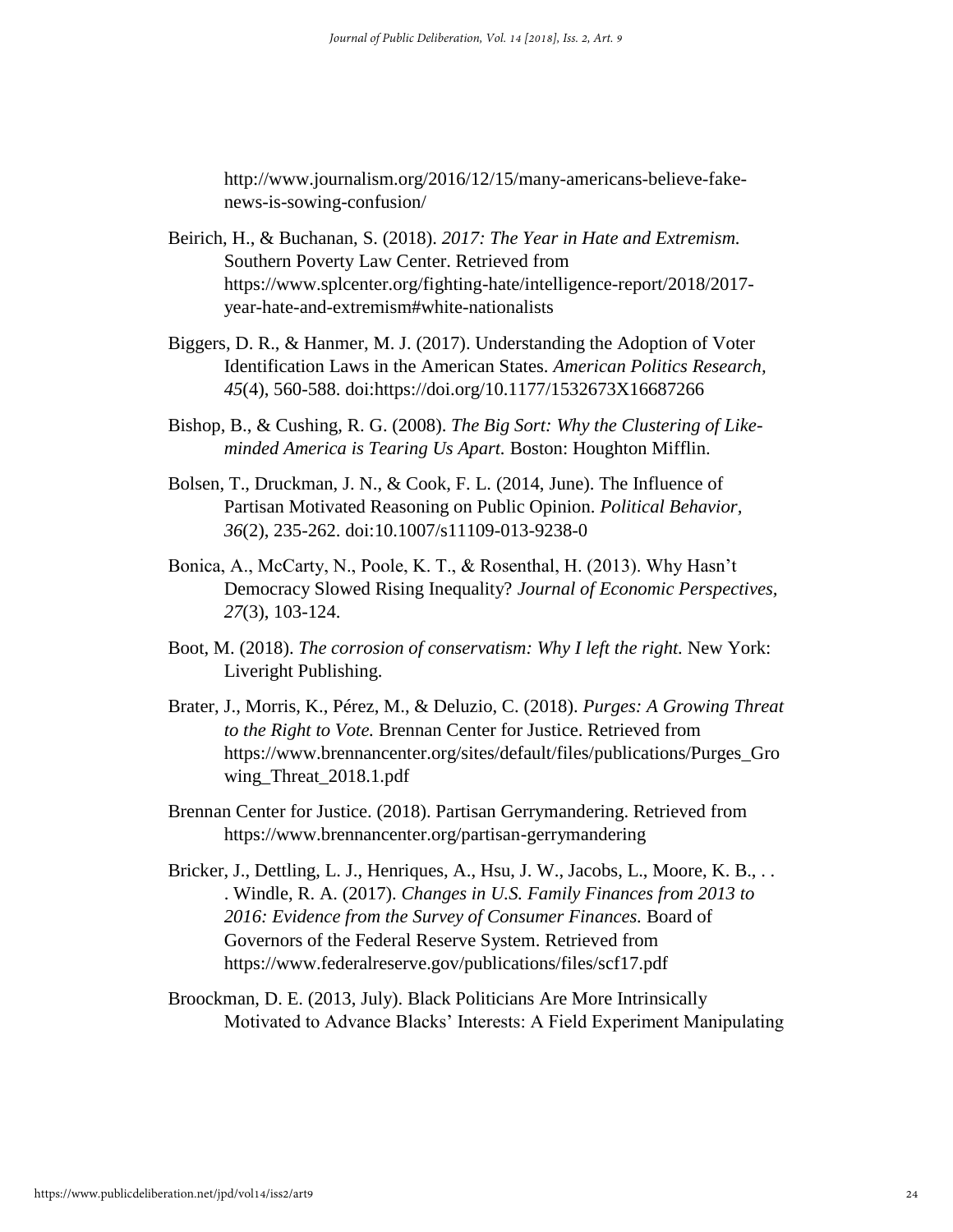http://www.journalism.org/2016/12/15/many-americans-believe-fake-news-is-sowing-confusion/

Beirich, H., & Buchanan, S. (2018). *2017: The Year in Hate and Extremism.* Southern Poverty Law Center. Retrieved from https://www.splcenter.org/fighting-hate/intelligence-report/2018/2017-year-hate-and-extremism#white-nationalists

Biggers, D. R., & Hanmer, M. J. (2017). Understanding the Adoption of Voter Identification Laws in the American States. *American Politics Research, 45*(4), 560-588. doi:https://doi.org/10.1177/1532673X16687266

Bishop, B., & Cushing, R. G. (2008). *The Big Sort: Why the Clustering of Like-minded America is Tearing Us Apart.* Boston: Houghton Mifflin.

Bolsen, T., Druckman, J. N., & Cook, F. L. (2014, June). The Influence of Partisan Motivated Reasoning on Public Opinion. *Political Behavior, 36*(2), 235-262. doi:10.1007/s11109-013-9238-0

Bonica, A., McCarty, N., Poole, K. T., & Rosenthal, H. (2013). Why Hasn't Democracy Slowed Rising Inequality? *Journal of Economic Perspectives, 27*(3), 103-124.

Boot, M. (2018). *The corrosion of conservatism: Why I left the right.* New York: Liveright Publishing.

Brater, J., Morris, K., Pérez, M., & Deluzio, C. (2018). *Purges: A Growing Threat to the Right to Vote.* Brennan Center for Justice. Retrieved from https://www.brennancenter.org/sites/default/files/publications/Purges_Growing_Threat_2018.1.pdf

Brennan Center for Justice. (2018). Partisan Gerrymandering. Retrieved from https://www.brennancenter.org/partisan-gerrymandering

Bricker, J., Dettling, L. J., Henriques, A., Hsu, J. W., Jacobs, L., Moore, K. B., . . . Windle, R. A. (2017). *Changes in U.S. Family Finances from 2013 to 2016: Evidence from the Survey of Consumer Finances.* Board of Governors of the Federal Reserve System. Retrieved from https://www.federalreserve.gov/publications/files/scf17.pdf

Broockman, D. E. (2013, July). Black Politicians Are More Intrinsically Motivated to Advance Blacks' Interests: A Field Experiment Manipulating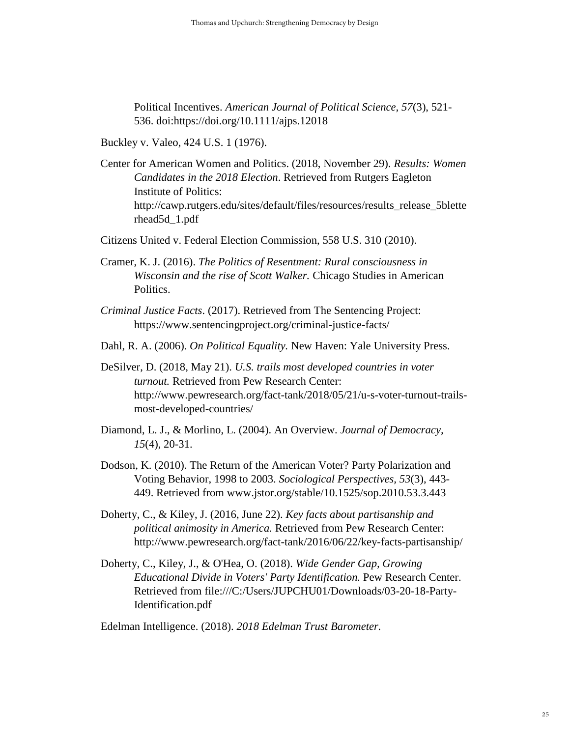Political Incentives. *American Journal of Political Science, 57*(3), 521-536. doi:https://doi.org/10.1111/ajps.12018

Buckley v. Valeo, 424 U.S. 1 (1976).

Center for American Women and Politics. (2018, November 29). *Results: Women Candidates in the 2018 Election*. Retrieved from Rutgers Eagleton Institute of Politics: http://cawp.rutgers.edu/sites/default/files/resources/results_release_5bletterhead5d_1.pdf

Citizens United v. Federal Election Commission, 558 U.S. 310 (2010).

Cramer, K. J. (2016). *The Politics of Resentment: Rural consciousness in Wisconsin and the rise of Scott Walker.* Chicago Studies in American Politics.

*Criminal Justice Facts*. (2017). Retrieved from The Sentencing Project: https://www.sentencingproject.org/criminal-justice-facts/

Dahl, R. A. (2006). *On Political Equality.* New Haven: Yale University Press.

DeSilver, D. (2018, May 21). *U.S. trails most developed countries in voter turnout.* Retrieved from Pew Research Center: http://www.pewresearch.org/fact-tank/2018/05/21/u-s-voter-turnout-trails-most-developed-countries/

Diamond, L. J., & Morlino, L. (2004). An Overview. *Journal of Democracy, 15*(4), 20-31.

Dodson, K. (2010). The Return of the American Voter? Party Polarization and Voting Behavior, 1998 to 2003. *Sociological Perspectives, 53*(3), 443-449. Retrieved from www.jstor.org/stable/10.1525/sop.2010.53.3.443

Doherty, C., & Kiley, J. (2016, June 22). *Key facts about partisanship and political animosity in America.* Retrieved from Pew Research Center: http://www.pewresearch.org/fact-tank/2016/06/22/key-facts-partisanship/

Doherty, C., Kiley, J., & O'Hea, O. (2018). *Wide Gender Gap, Growing Educational Divide in Voters' Party Identification.* Pew Research Center. Retrieved from file:///C:/Users/JUPCHU01/Downloads/03-20-18-Party-Identification.pdf

Edelman Intelligence. (2018). *2018 Edelman Trust Barometer.*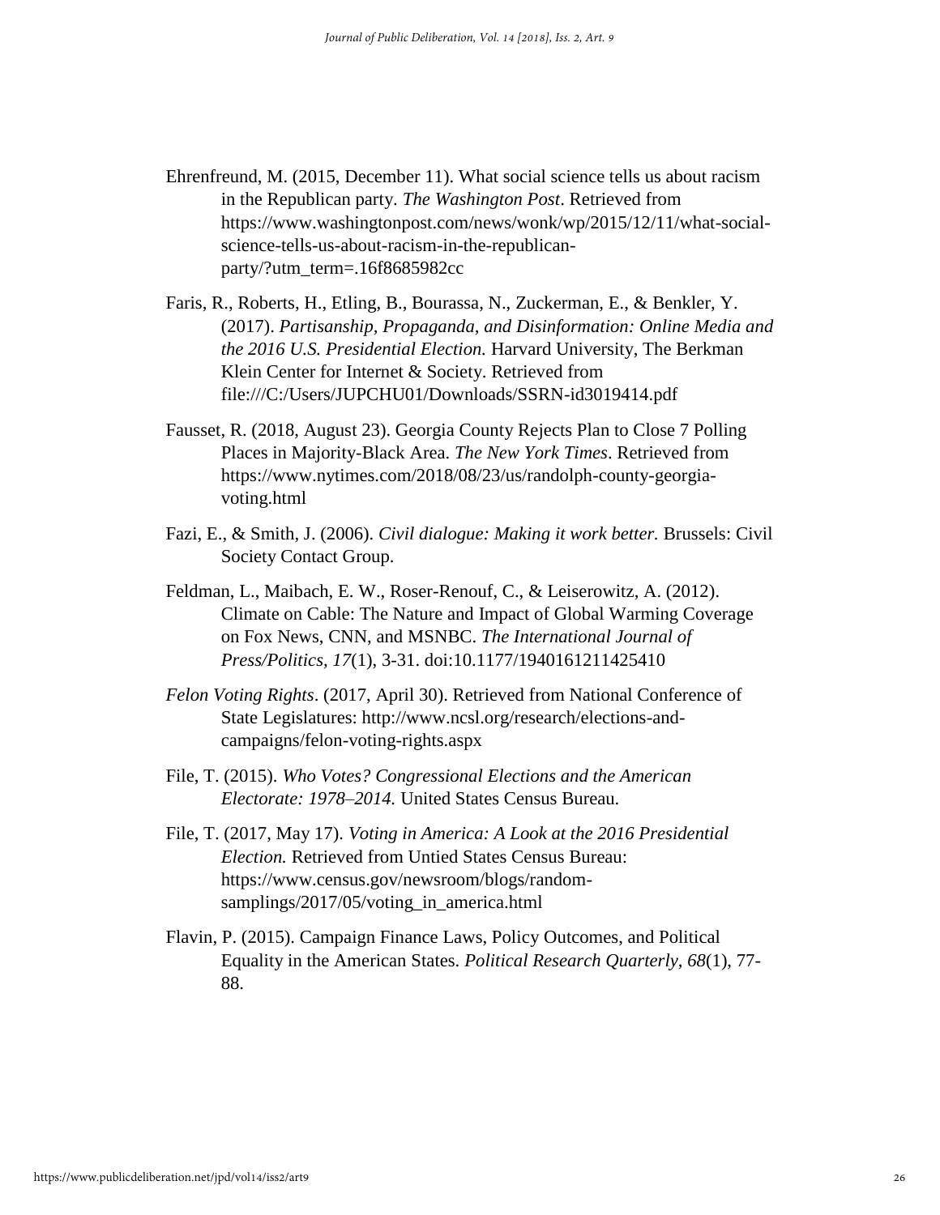Ehrenfreund, M. (2015, December 11). What social science tells us about racism in the Republican party. *The Washington Post*. Retrieved from https://www.washingtonpost.com/news/wonk/wp/2015/12/11/what-social-science-tells-us-about-racism-in-the-republican-party/?utm_term=.16f8685982cc

Faris, R., Roberts, H., Etling, B., Bourassa, N., Zuckerman, E., & Benkler, Y. (2017). *Partisanship, Propaganda, and Disinformation: Online Media and the 2016 U.S. Presidential Election.* Harvard University, The Berkman Klein Center for Internet & Society. Retrieved from file:///C:/Users/JUPCHU01/Downloads/SSRN-id3019414.pdf

Fausset, R. (2018, August 23). Georgia County Rejects Plan to Close 7 Polling Places in Majority-Black Area. *The New York Times*. Retrieved from https://www.nytimes.com/2018/08/23/us/randolph-county-georgia-voting.html

Fazi, E., & Smith, J. (2006). *Civil dialogue: Making it work better.* Brussels: Civil Society Contact Group.

Feldman, L., Maibach, E. W., Roser-Renouf, C., & Leiserowitz, A. (2012). Climate on Cable: The Nature and Impact of Global Warming Coverage on Fox News, CNN, and MSNBC. *The International Journal of Press/Politics, 17*(1), 3-31. doi:10.1177/1940161211425410

*Felon Voting Rights*. (2017, April 30). Retrieved from National Conference of State Legislatures: http://www.ncsl.org/research/elections-and-campaigns/felon-voting-rights.aspx

File, T. (2015). *Who Votes? Congressional Elections and the American Electorate: 1978–2014.* United States Census Bureau.

File, T. (2017, May 17). *Voting in America: A Look at the 2016 Presidential Election.* Retrieved from Untied States Census Bureau: https://www.census.gov/newsroom/blogs/random-samplings/2017/05/voting_in_america.html

Flavin, P. (2015). Campaign Finance Laws, Policy Outcomes, and Political Equality in the American States. *Political Research Quarterly, 68*(1), 77-88.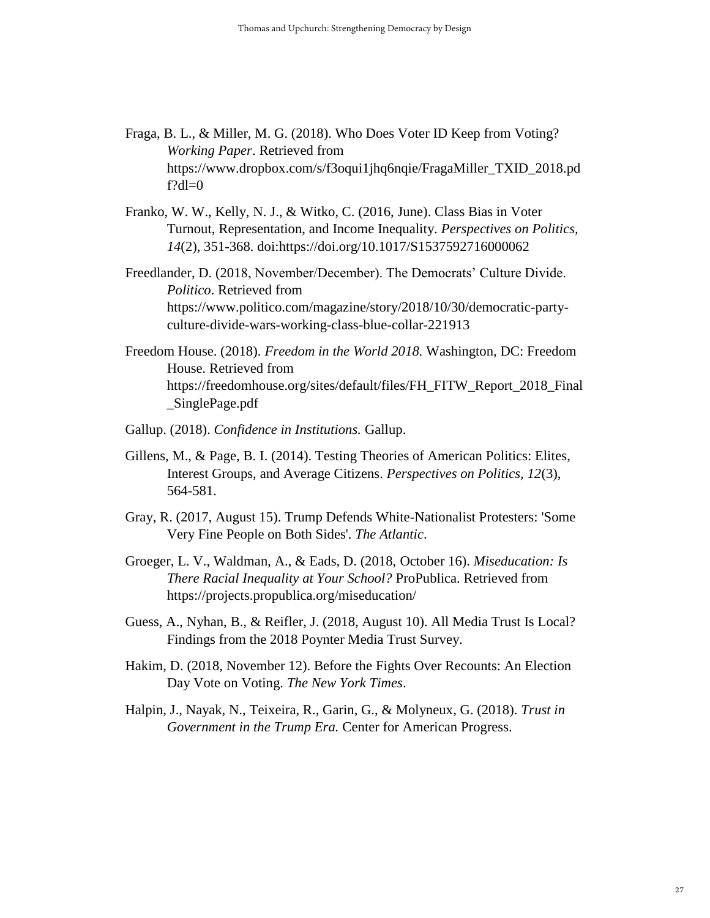Fraga, B. L., & Miller, M. G. (2018). Who Does Voter ID Keep from Voting? *Working Paper*. Retrieved from https://www.dropbox.com/s/f3oqui1jhq6nqie/FragaMiller_TXID_2018.pdf?dl=0

Franko, W. W., Kelly, N. J., & Witko, C. (2016, June). Class Bias in Voter Turnout, Representation, and Income Inequality. *Perspectives on Politics, 14*(2), 351-368. doi:https://doi.org/10.1017/S1537592716000062

Freedlander, D. (2018, November/December). The Democrats' Culture Divide. *Politico*. Retrieved from https://www.politico.com/magazine/story/2018/10/30/democratic-party-culture-divide-wars-working-class-blue-collar-221913

Freedom House. (2018). *Freedom in the World 2018.* Washington, DC: Freedom House. Retrieved from https://freedomhouse.org/sites/default/files/FH_FITW_Report_2018_Final_SinglePage.pdf

Gallup. (2018). *Confidence in Institutions.* Gallup.

Gillens, M., & Page, B. I. (2014). Testing Theories of American Politics: Elites, Interest Groups, and Average Citizens. *Perspectives on Politics, 12*(3), 564-581.

Gray, R. (2017, August 15). Trump Defends White-Nationalist Protesters: 'Some Very Fine People on Both Sides'. *The Atlantic*.

Groeger, L. V., Waldman, A., & Eads, D. (2018, October 16). *Miseducation: Is There Racial Inequality at Your School?* ProPublica. Retrieved from https://projects.propublica.org/miseducation/

Guess, A., Nyhan, B., & Reifler, J. (2018, August 10). All Media Trust Is Local? Findings from the 2018 Poynter Media Trust Survey.

Hakim, D. (2018, November 12). Before the Fights Over Recounts: An Election Day Vote on Voting. *The New York Times*.

Halpin, J., Nayak, N., Teixeira, R., Garin, G., & Molyneux, G. (2018). *Trust in Government in the Trump Era.* Center for American Progress.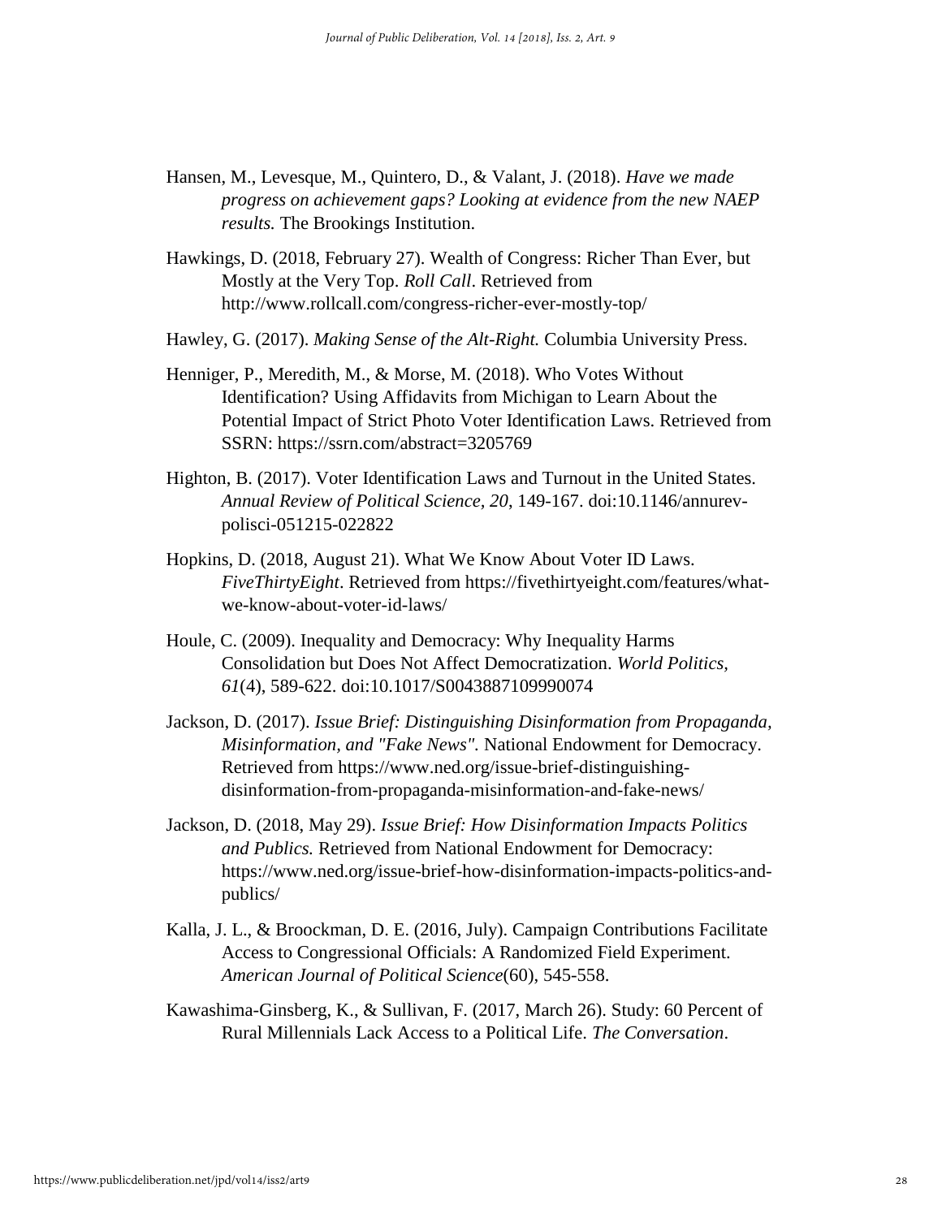Hansen, M., Levesque, M., Quintero, D., & Valant, J. (2018). *Have we made progress on achievement gaps? Looking at evidence from the new NAEP results.* The Brookings Institution.

Hawkings, D. (2018, February 27). Wealth of Congress: Richer Than Ever, but Mostly at the Very Top. *Roll Call*. Retrieved from http://www.rollcall.com/congress-richer-ever-mostly-top/

Hawley, G. (2017). *Making Sense of the Alt-Right.* Columbia University Press.

Henniger, P., Meredith, M., & Morse, M. (2018). Who Votes Without Identification? Using Affidavits from Michigan to Learn About the Potential Impact of Strict Photo Voter Identification Laws. Retrieved from SSRN: https://ssrn.com/abstract=3205769

Highton, B. (2017). Voter Identification Laws and Turnout in the United States. *Annual Review of Political Science, 20*, 149-167. doi:10.1146/annurev-polisci-051215-022822

Hopkins, D. (2018, August 21). What We Know About Voter ID Laws. *FiveThirtyEight*. Retrieved from https://fivethirtyeight.com/features/what-we-know-about-voter-id-laws/

Houle, C. (2009). Inequality and Democracy: Why Inequality Harms Consolidation but Does Not Affect Democratization. *World Politics, 61*(4), 589-622. doi:10.1017/S0043887109990074

Jackson, D. (2017). *Issue Brief: Distinguishing Disinformation from Propaganda, Misinformation, and "Fake News".* National Endowment for Democracy. Retrieved from https://www.ned.org/issue-brief-distinguishing-disinformation-from-propaganda-misinformation-and-fake-news/

Jackson, D. (2018, May 29). *Issue Brief: How Disinformation Impacts Politics and Publics.* Retrieved from National Endowment for Democracy: https://www.ned.org/issue-brief-how-disinformation-impacts-politics-and-publics/

Kalla, J. L., & Broockman, D. E. (2016, July). Campaign Contributions Facilitate Access to Congressional Officials: A Randomized Field Experiment. *American Journal of Political Science*(60), 545-558.

Kawashima-Ginsberg, K., & Sullivan, F. (2017, March 26). Study: 60 Percent of Rural Millennials Lack Access to a Political Life. *The Conversation*.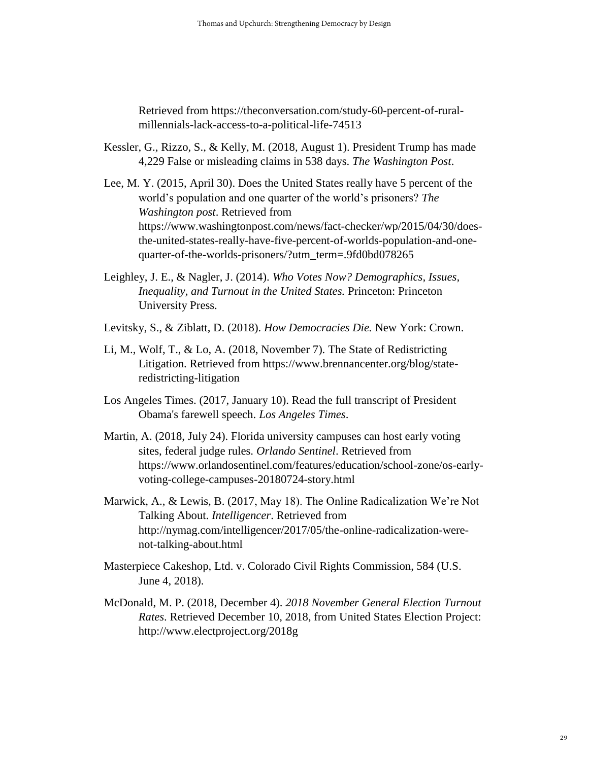Retrieved from https://theconversation.com/study-60-percent-of-rural-millennials-lack-access-to-a-political-life-74513

Kessler, G., Rizzo, S., & Kelly, M. (2018, August 1). President Trump has made 4,229 False or misleading claims in 538 days. *The Washington Post*.

Lee, M. Y. (2015, April 30). Does the United States really have 5 percent of the world's population and one quarter of the world's prisoners? *The Washington post*. Retrieved from https://www.washingtonpost.com/news/fact-checker/wp/2015/04/30/does-the-united-states-really-have-five-percent-of-worlds-population-and-one-quarter-of-the-worlds-prisoners/?utm_term=.9fd0bd078265

Leighley, J. E., & Nagler, J. (2014). *Who Votes Now? Demographics, Issues, Inequality, and Turnout in the United States.* Princeton: Princeton University Press.

Levitsky, S., & Ziblatt, D. (2018). *How Democracies Die.* New York: Crown.

Li, M., Wolf, T., & Lo, A. (2018, November 7). The State of Redistricting Litigation. Retrieved from https://www.brennancenter.org/blog/state-redistricting-litigation

Los Angeles Times. (2017, January 10). Read the full transcript of President Obama's farewell speech. *Los Angeles Times*.

Martin, A. (2018, July 24). Florida university campuses can host early voting sites, federal judge rules. *Orlando Sentinel*. Retrieved from https://www.orlandosentinel.com/features/education/school-zone/os-early-voting-college-campuses-20180724-story.html

Marwick, A., & Lewis, B. (2017, May 18). The Online Radicalization We're Not Talking About. *Intelligencer*. Retrieved from http://nymag.com/intelligencer/2017/05/the-online-radicalization-were-not-talking-about.html

Masterpiece Cakeshop, Ltd. v. Colorado Civil Rights Commission, 584 (U.S. June 4, 2018).

McDonald, M. P. (2018, December 4). *2018 November General Election Turnout Rates*. Retrieved December 10, 2018, from United States Election Project: http://www.electproject.org/2018g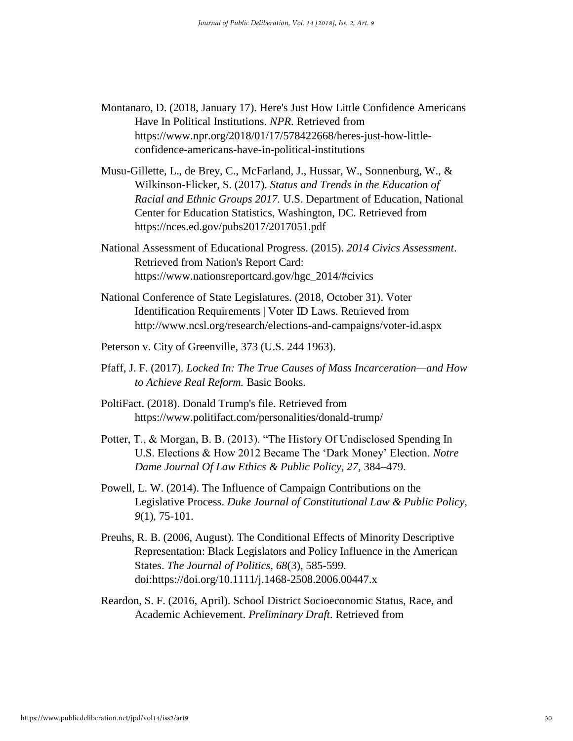Montanaro, D. (2018, January 17). Here's Just How Little Confidence Americans Have In Political Institutions. *NPR*. Retrieved from https://www.npr.org/2018/01/17/578422668/heres-just-how-little-confidence-americans-have-in-political-institutions

Musu-Gillette, L., de Brey, C., McFarland, J., Hussar, W., Sonnenburg, W., & Wilkinson-Flicker, S. (2017). *Status and Trends in the Education of Racial and Ethnic Groups 2017*. U.S. Department of Education, National Center for Education Statistics, Washington, DC. Retrieved from https://nces.ed.gov/pubs2017/2017051.pdf

National Assessment of Educational Progress. (2015). *2014 Civics Assessment*. Retrieved from Nation's Report Card: https://www.nationsreportcard.gov/hgc_2014/#civics

National Conference of State Legislatures. (2018, October 31). Voter Identification Requirements | Voter ID Laws. Retrieved from http://www.ncsl.org/research/elections-and-campaigns/voter-id.aspx

Peterson v. City of Greenville, 373 (U.S. 244 1963).

Pfaff, J. F. (2017). *Locked In: The True Causes of Mass Incarceration—and How to Achieve Real Reform.* Basic Books.

PoltiFact. (2018). Donald Trump's file. Retrieved from https://www.politifact.com/personalities/donald-trump/

Potter, T., & Morgan, B. B. (2013). "The History Of Undisclosed Spending In U.S. Elections & How 2012 Became The 'Dark Money' Election. *Notre Dame Journal Of Law Ethics & Public Policy, 27*, 384–479.

Powell, L. W. (2014). The Influence of Campaign Contributions on the Legislative Process. *Duke Journal of Constitutional Law & Public Policy, 9*(1), 75-101.

Preuhs, R. B. (2006, August). The Conditional Effects of Minority Descriptive Representation: Black Legislators and Policy Influence in the American States. *The Journal of Politics, 68*(3), 585-599. doi:https://doi.org/10.1111/j.1468-2508.2006.00447.x

Reardon, S. F. (2016, April). School District Socioeconomic Status, Race, and Academic Achievement. *Preliminary Draft*. Retrieved from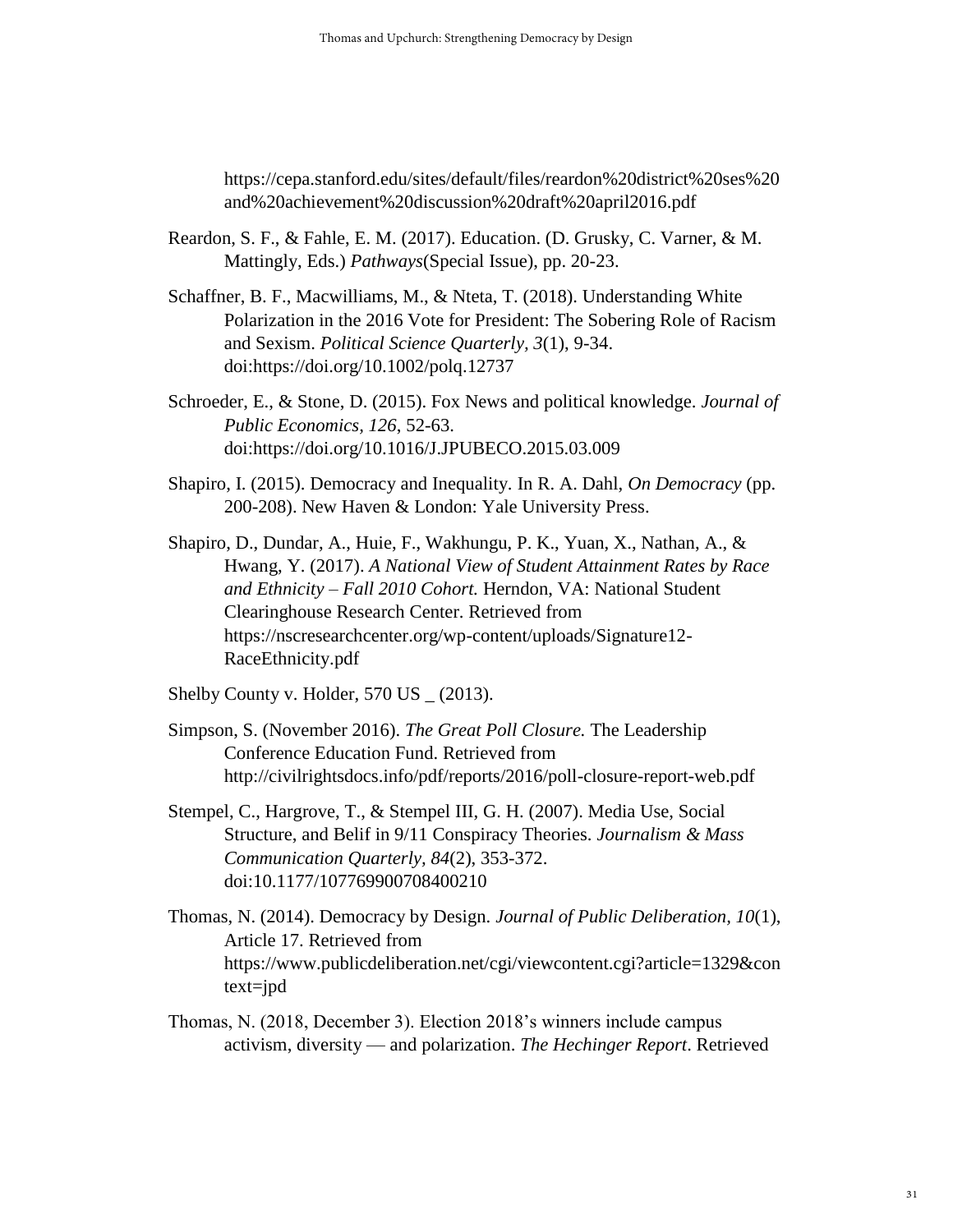https://cepa.stanford.edu/sites/default/files/reardon%20district%20ses%20and%20achievement%20discussion%20draft%20april2016.pdf

Reardon, S. F., & Fahle, E. M. (2017). Education. (D. Grusky, C. Varner, & M. Mattingly, Eds.) *Pathways*(Special Issue), pp. 20-23.

Schaffner, B. F., Macwilliams, M., & Nteta, T. (2018). Understanding White Polarization in the 2016 Vote for President: The Sobering Role of Racism and Sexism. *Political Science Quarterly, 3*(1), 9-34. doi:https://doi.org/10.1002/polq.12737

Schroeder, E., & Stone, D. (2015). Fox News and political knowledge. *Journal of Public Economics, 126*, 52-63. doi:https://doi.org/10.1016/J.JPUBECO.2015.03.009

Shapiro, I. (2015). Democracy and Inequality. In R. A. Dahl, *On Democracy* (pp. 200-208). New Haven & London: Yale University Press.

Shapiro, D., Dundar, A., Huie, F., Wakhungu, P. K., Yuan, X., Nathan, A., & Hwang, Y. (2017). *A National View of Student Attainment Rates by Race and Ethnicity – Fall 2010 Cohort.* Herndon, VA: National Student Clearinghouse Research Center. Retrieved from https://nscresearchcenter.org/wp-content/uploads/Signature12-RaceEthnicity.pdf

Shelby County v. Holder, 570 US _ (2013).

Simpson, S. (November 2016). *The Great Poll Closure.* The Leadership Conference Education Fund. Retrieved from http://civilrightsdocs.info/pdf/reports/2016/poll-closure-report-web.pdf

Stempel, C., Hargrove, T., & Stempel III, G. H. (2007). Media Use, Social Structure, and Belif in 9/11 Conspiracy Theories. *Journalism & Mass Communication Quarterly, 84*(2), 353-372. doi:10.1177/107769900708400210

Thomas, N. (2014). Democracy by Design. *Journal of Public Deliberation, 10*(1), Article 17. Retrieved from https://www.publicdeliberation.net/cgi/viewcontent.cgi?article=1329&context=jpd

Thomas, N. (2018, December 3). Election 2018's winners include campus activism, diversity — and polarization. *The Hechinger Report*. Retrieved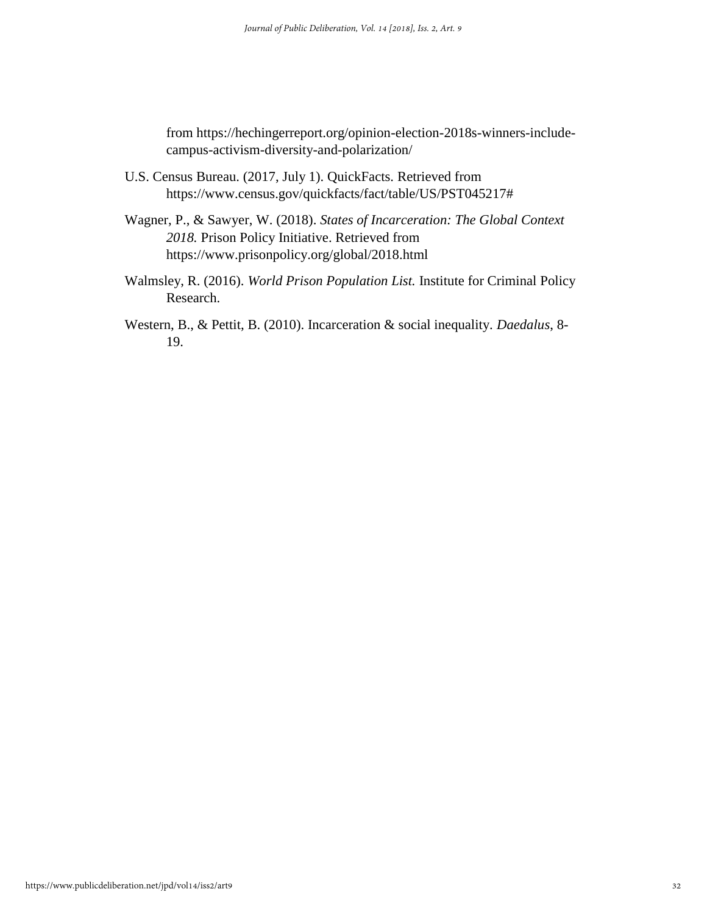from https://hechingerreport.org/opinion-election-2018s-winners-include-campus-activism-diversity-and-polarization/

U.S. Census Bureau. (2017, July 1). QuickFacts. Retrieved from https://www.census.gov/quickfacts/fact/table/US/PST045217#

Wagner, P., & Sawyer, W. (2018). *States of Incarceration: The Global Context 2018.* Prison Policy Initiative. Retrieved from https://www.prisonpolicy.org/global/2018.html

Walmsley, R. (2016). *World Prison Population List.* Institute for Criminal Policy Research.

Western, B., & Pettit, B. (2010). Incarceration & social inequality. *Daedalus*, 8-19.